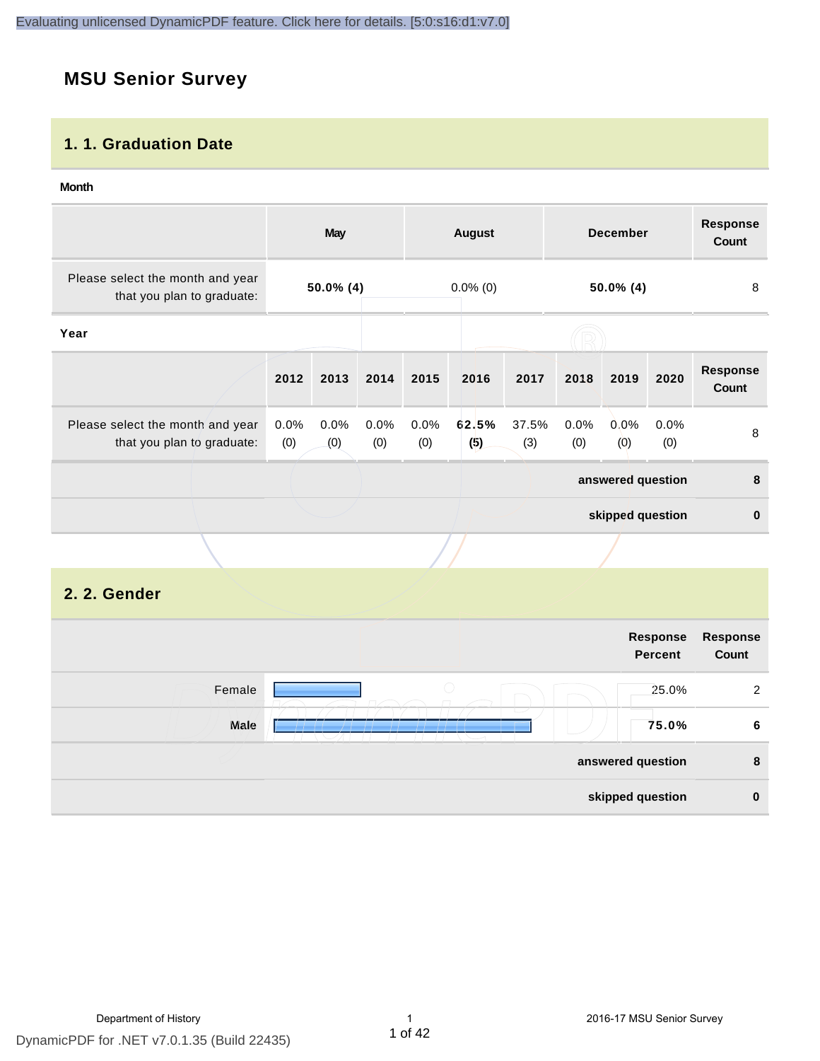# MSU Senior Survey

## 1. 1. Graduation Date

**Month**

| | May | August | December | Response Count |
|---|---|---|---|---|
| Please select the month and year that you plan to graduate: | **50.0% (4)** | 0.0% (0) | **50.0% (4)** | 8 |

**Year**

| | 2012 | 2013 | 2014 | 2015 | 2016 | 2017 | 2018 | 2019 | 2020 | Response Count |
|---|---|---|---|---|---|---|---|---|---|---|
| Please select the month and year that you plan to graduate: | 0.0% (0) | 0.0% (0) | 0.0% (0) | 0.0% (0) | **62.5% (5)** | 37.5% (3) | 0.0% (0) | 0.0% (0) | 0.0% (0) | 8 |
| | | | | | | | | | **answered question** | **8** |
| | | | | | | | | | **skipped question** | **0** |

## 2. 2. Gender

| | Response Percent | Response Count |
|---|---|---|
| Female | 25.0% | 2 |
| Male | **75.0%** | **6** |
| **answered question** | | **8** |
| **skipped question** | | **0** |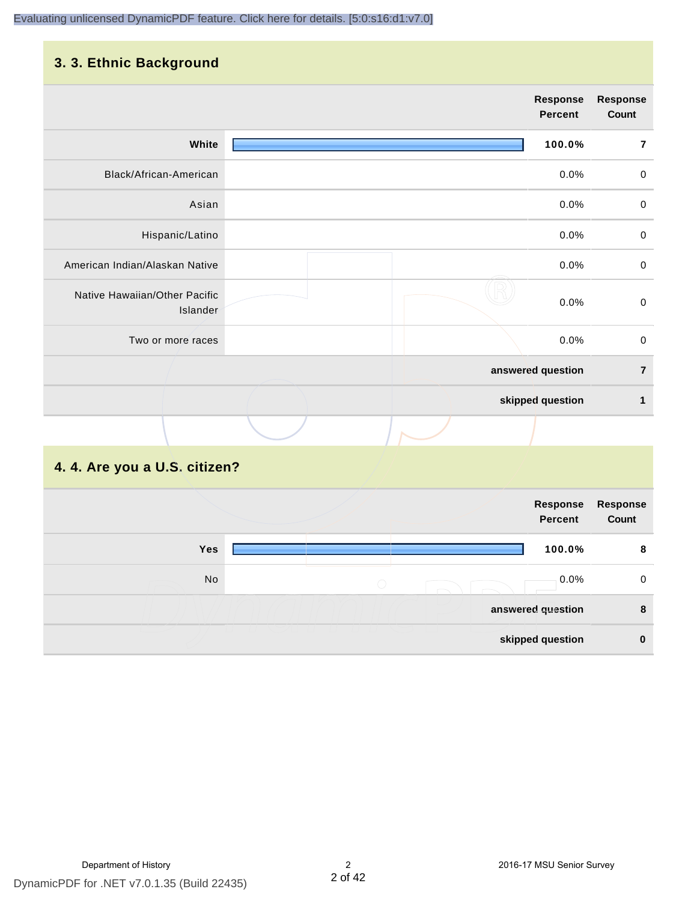## 3. 3. Ethnic Background

| | Response Percent | Response Count |
|---|---|---|
| **White** | **100.0%** | **7** |
| Black/African-American | 0.0% | 0 |
| Asian | 0.0% | 0 |
| Hispanic/Latino | 0.0% | 0 |
| American Indian/Alaskan Native | 0.0% | 0 |
| Native Hawaiian/Other Pacific Islander | 0.0% | 0 |
| Two or more races | 0.0% | 0 |
| | **answered question** | **7** |
| | **skipped question** | **1** |

## 4. 4. Are you a U.S. citizen?

| | Response Percent | Response Count |
|---|---|---|
| **Yes** | **100.0%** | **8** |
| No | 0.0% | 0 |
| | **answered question** | **8** |
| | **skipped question** | **0** |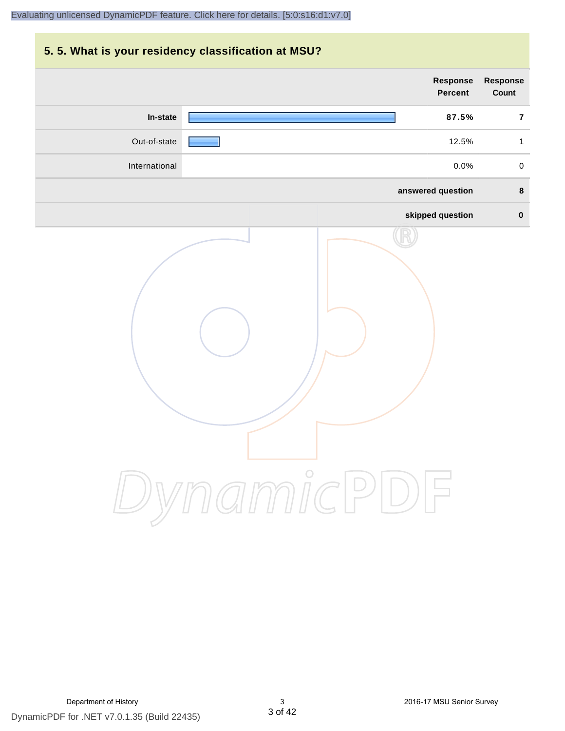Evaluating unlicensed DynamicPDF feature. Click here for details. [5:0:s16:d1:v7.0]

## 5. 5. What is your residency classification at MSU?

| | Response Percent | Response Count |
|---|---|---|
| **In-state** | **87.5%** | **7** |
| Out-of-state | 12.5% | 1 |
| International | 0.0% | 0 |
| | **answered question** | **8** |
| | **skipped question** | **0** |

Department of History | 2016-17 MSU Senior Survey

DynamicPDF for .NET v7.0.1.35 (Build 22435)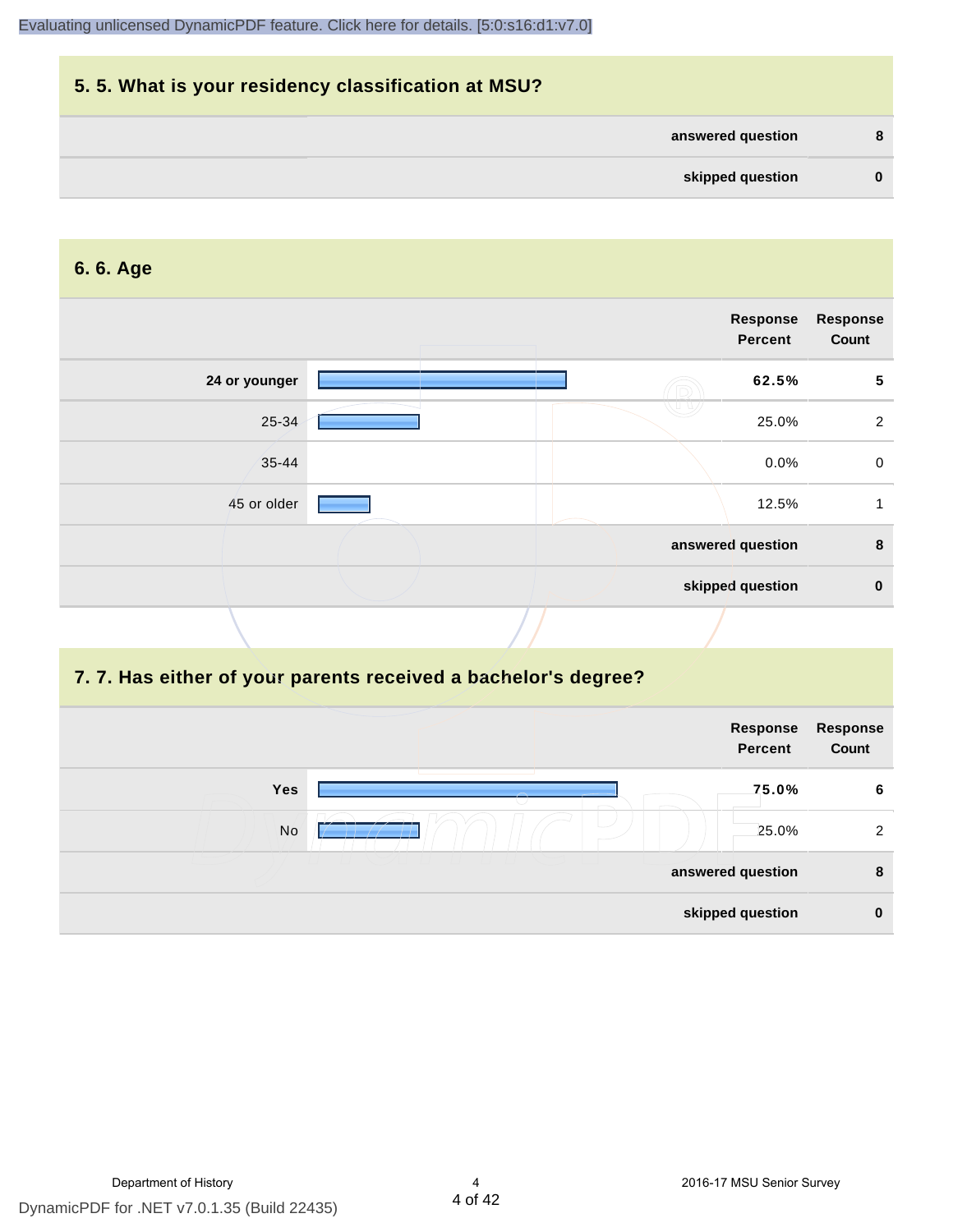## 5. 5. What is your residency classification at MSU?

| | |
|---|---|
| answered question | 8 |
| skipped question | 0 |

## 6. 6. Age

| | Response Percent | Response Count |
|---|---|---|
| **24 or younger** | **62.5%** | **5** |
| 25-34 | 25.0% | 2 |
| 35-44 | 0.0% | 0 |
| 45 or older | 12.5% | 1 |
| answered question | | 8 |
| skipped question | | 0 |

## 7. 7. Has either of your parents received a bachelor's degree?

| | Response Percent | Response Count |
|---|---|---|
| **Yes** | **75.0%** | **6** |
| No | 25.0% | 2 |
| answered question | | 8 |
| skipped question | | 0 |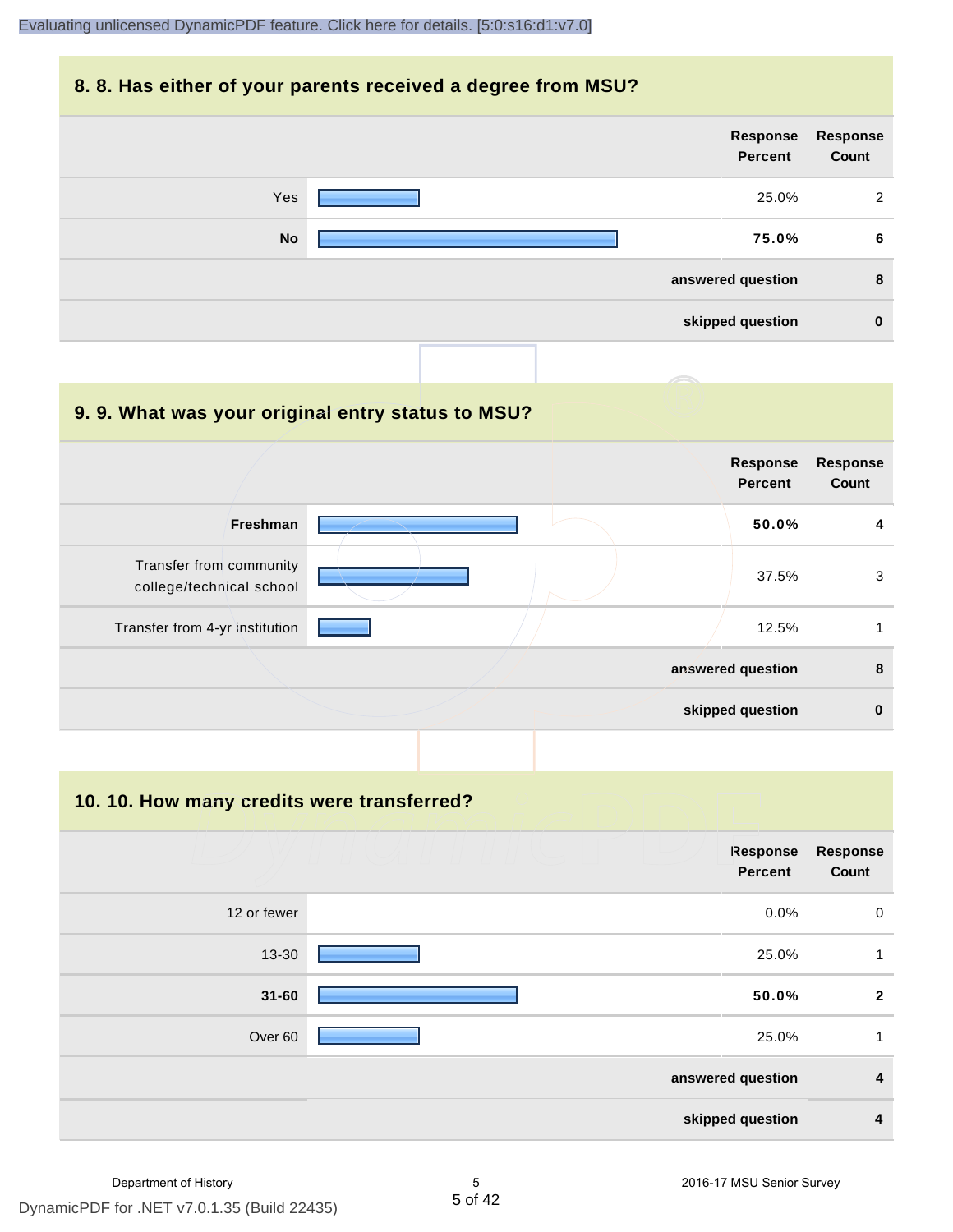## 8. 8. Has either of your parents received a degree from MSU?

| | Response Percent | Response Count |
|---|---|---|
| Yes | 25.0% | 2 |
| **No** | **75.0%** | **6** |
| **answered question** | | **8** |
| **skipped question** | | **0** |

## 9. 9. What was your original entry status to MSU?

| | Response Percent | Response Count |
|---|---|---|
| **Freshman** | **50.0%** | **4** |
| Transfer from community college/technical school | 37.5% | 3 |
| Transfer from 4-yr institution | 12.5% | 1 |
| **answered question** | | **8** |
| **skipped question** | | **0** |

## 10. 10. How many credits were transferred?

| | Response Percent | Response Count |
|---|---|---|
| 12 or fewer | 0.0% | 0 |
| 13-30 | 25.0% | 1 |
| **31-60** | **50.0%** | **2** |
| Over 60 | 25.0% | 1 |
| **answered question** | | **4** |
| **skipped question** | | **4** |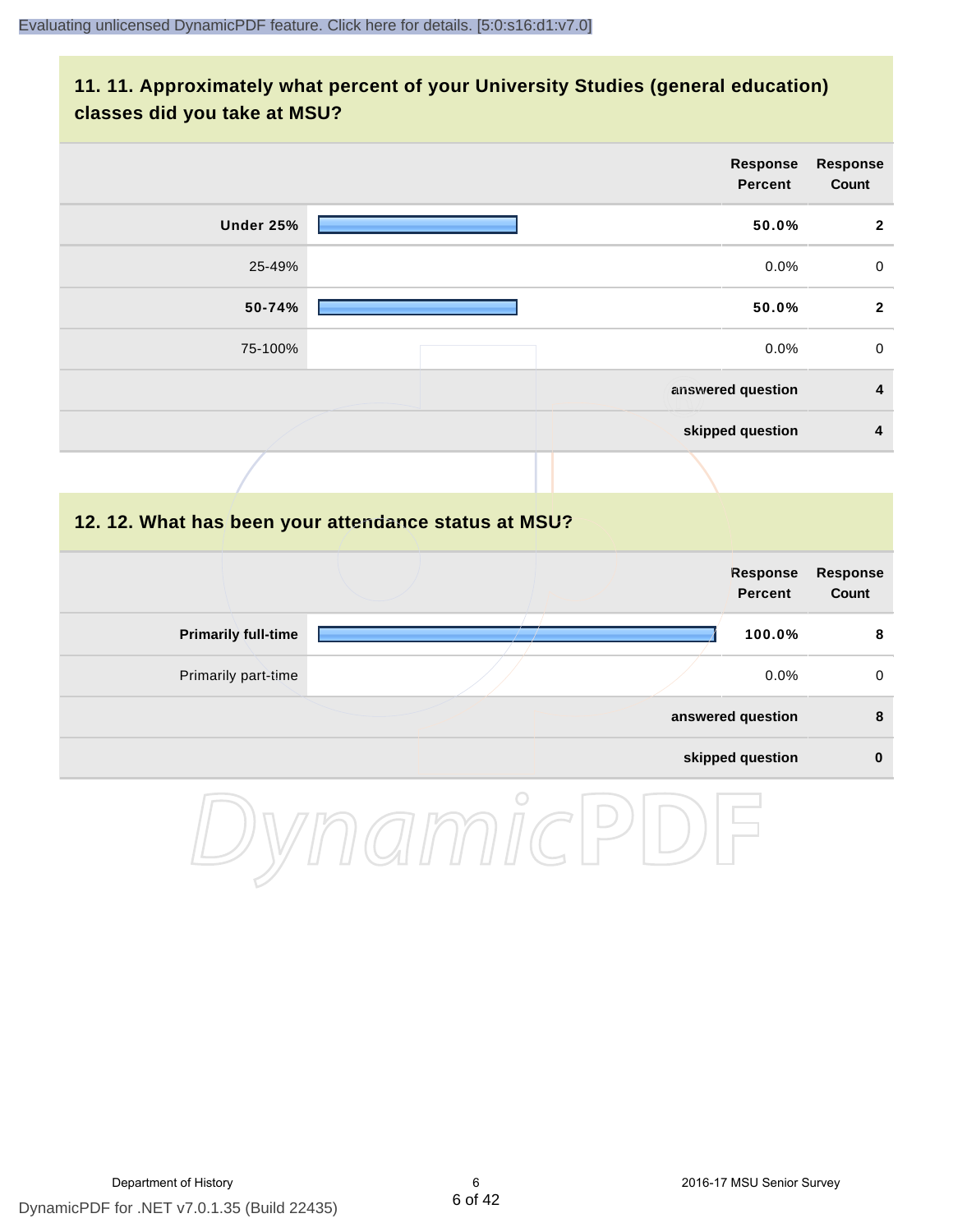## 11. 11. Approximately what percent of your University Studies (general education) classes did you take at MSU?

| | Response Percent | Response Count |
|---|---|---|
| **Under 25%** | **50.0%** | **2** |
| 25-49% | 0.0% | 0 |
| **50-74%** | **50.0%** | **2** |
| 75-100% | 0.0% | 0 |
| **answered question** | | **4** |
| **skipped question** | | **4** |

## 12. 12. What has been your attendance status at MSU?

| | Response Percent | Response Count |
|---|---|---|
| **Primarily full-time** | **100.0%** | **8** |
| Primarily part-time | 0.0% | 0 |
| **answered question** | | **8** |
| **skipped question** | | **0** |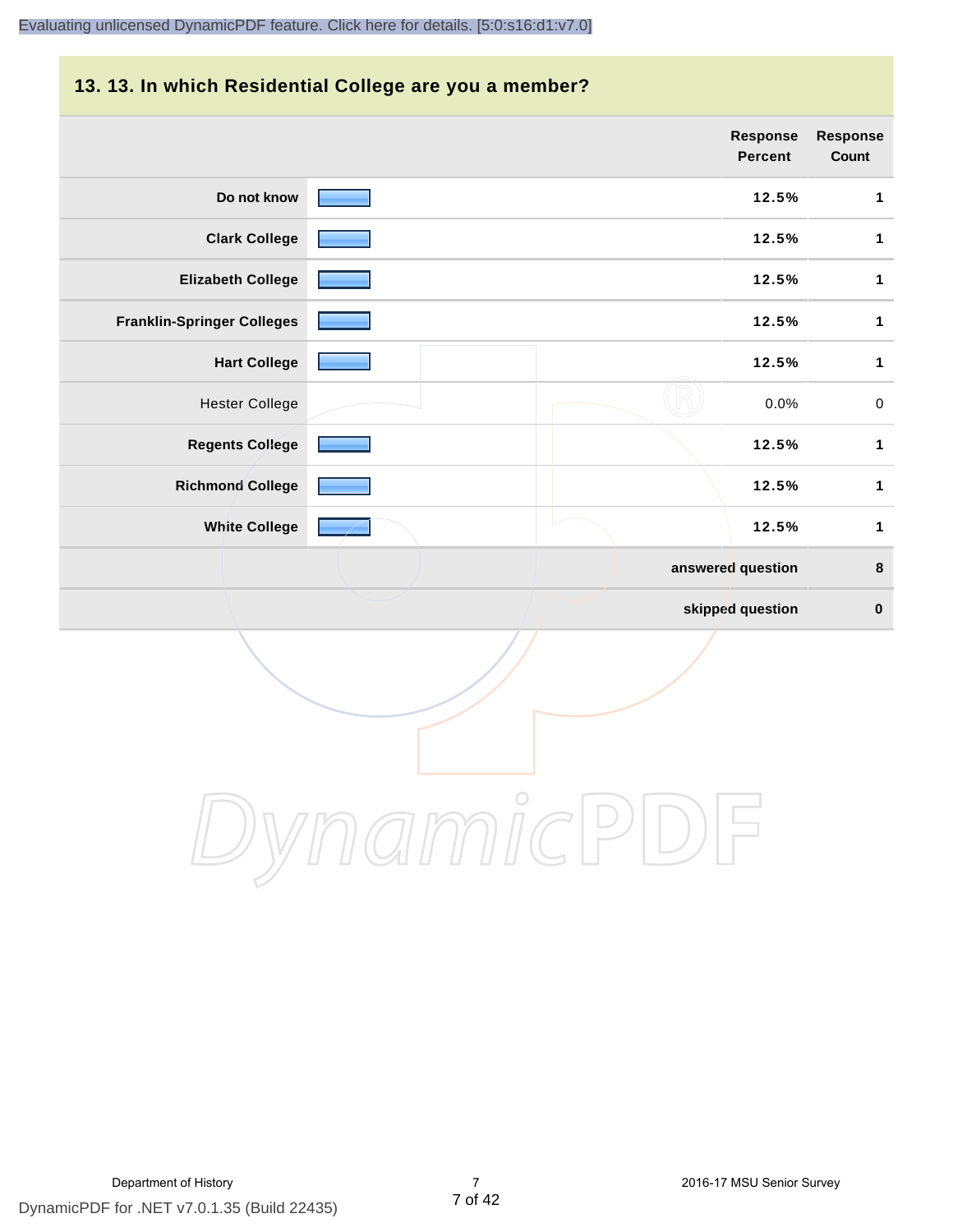## 13. 13. In which Residential College are you a member?

| | Response Percent | Response Count |
|---|---|---|
| Do not know | 12.5% | 1 |
| Clark College | 12.5% | 1 |
| Elizabeth College | 12.5% | 1 |
| Franklin-Springer Colleges | 12.5% | 1 |
| Hart College | 12.5% | 1 |
| Hester College | 0.0% | 0 |
| Regents College | 12.5% | 1 |
| Richmond College | 12.5% | 1 |
| White College | 12.5% | 1 |
| | answered question | 8 |
| | skipped question | 0 |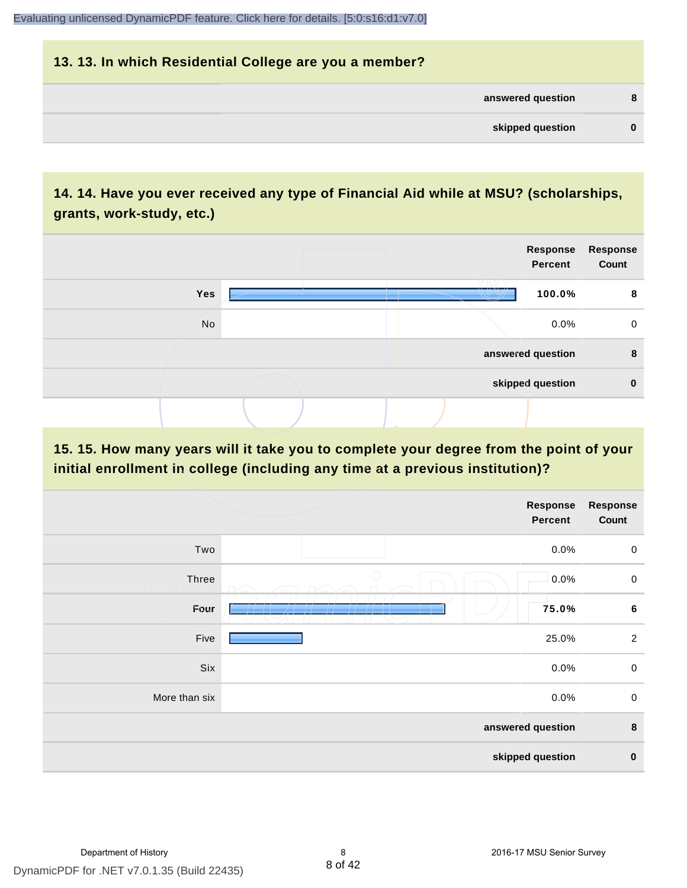## 13. 13. In which Residential College are you a member?

| | |
|---|---|
| answered question | 8 |
| skipped question | 0 |

## 14. 14. Have you ever received any type of Financial Aid while at MSU? (scholarships, grants, work-study, etc.)

| | Response Percent | Response Count |
|---|---|---|
| **Yes** | **100.0%** | **8** |
| No | 0.0% | 0 |
| answered question | | 8 |
| skipped question | | 0 |

## 15. 15. How many years will it take you to complete your degree from the point of your initial enrollment in college (including any time at a previous institution)?

| | Response Percent | Response Count |
|---|---|---|
| Two | 0.0% | 0 |
| Three | 0.0% | 0 |
| **Four** | **75.0%** | **6** |
| Five | 25.0% | 2 |
| Six | 0.0% | 0 |
| More than six | 0.0% | 0 |
| answered question | | 8 |
| skipped question | | 0 |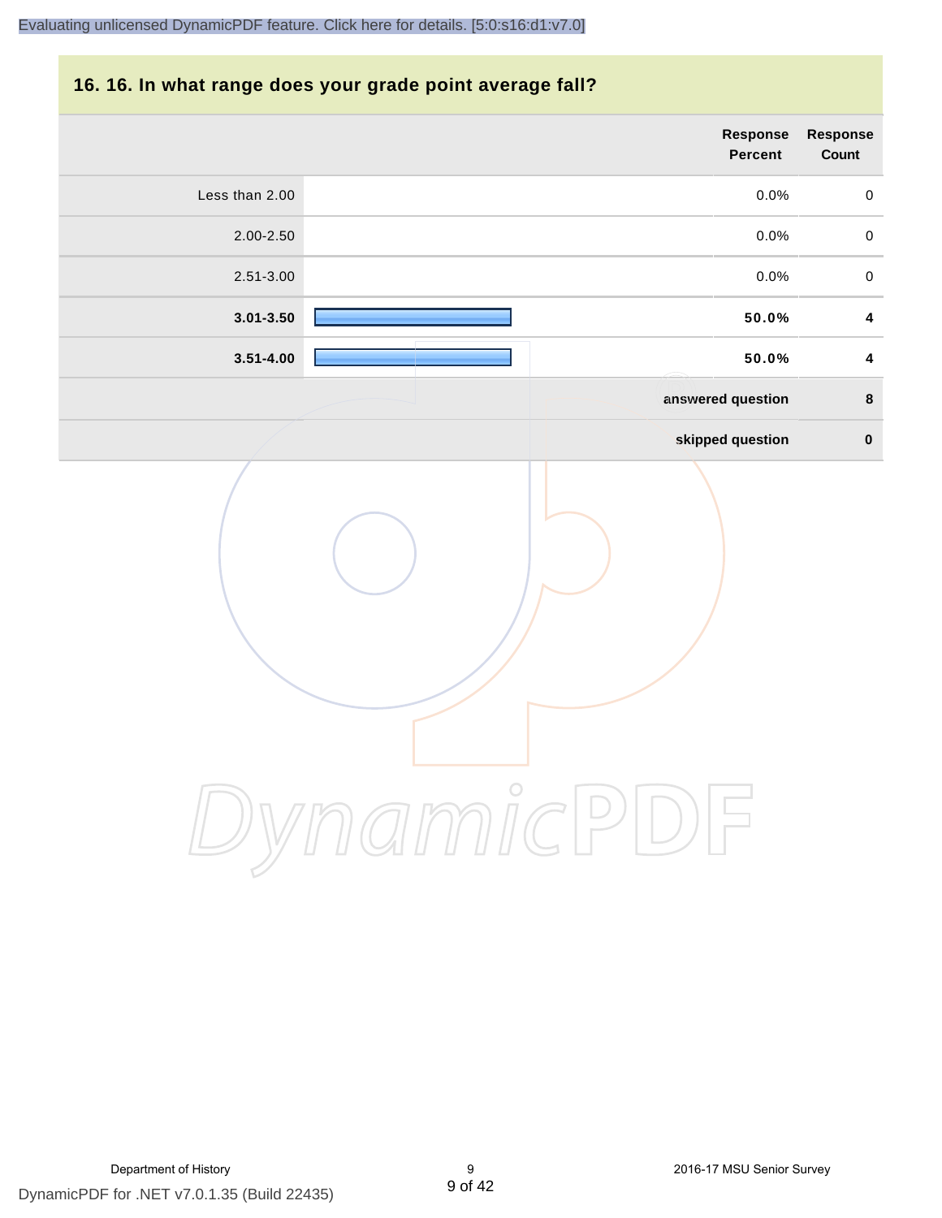## 16. 16. In what range does your grade point average fall?

| | Response Percent | Response Count |
|---|---|---|
| Less than 2.00 | 0.0% | 0 |
| 2.00-2.50 | 0.0% | 0 |
| 2.51-3.00 | 0.0% | 0 |
| **3.01-3.50** | **50.0%** | **4** |
| **3.51-4.00** | **50.0%** | **4** |
| | **answered question** | **8** |
| | **skipped question** | **0** |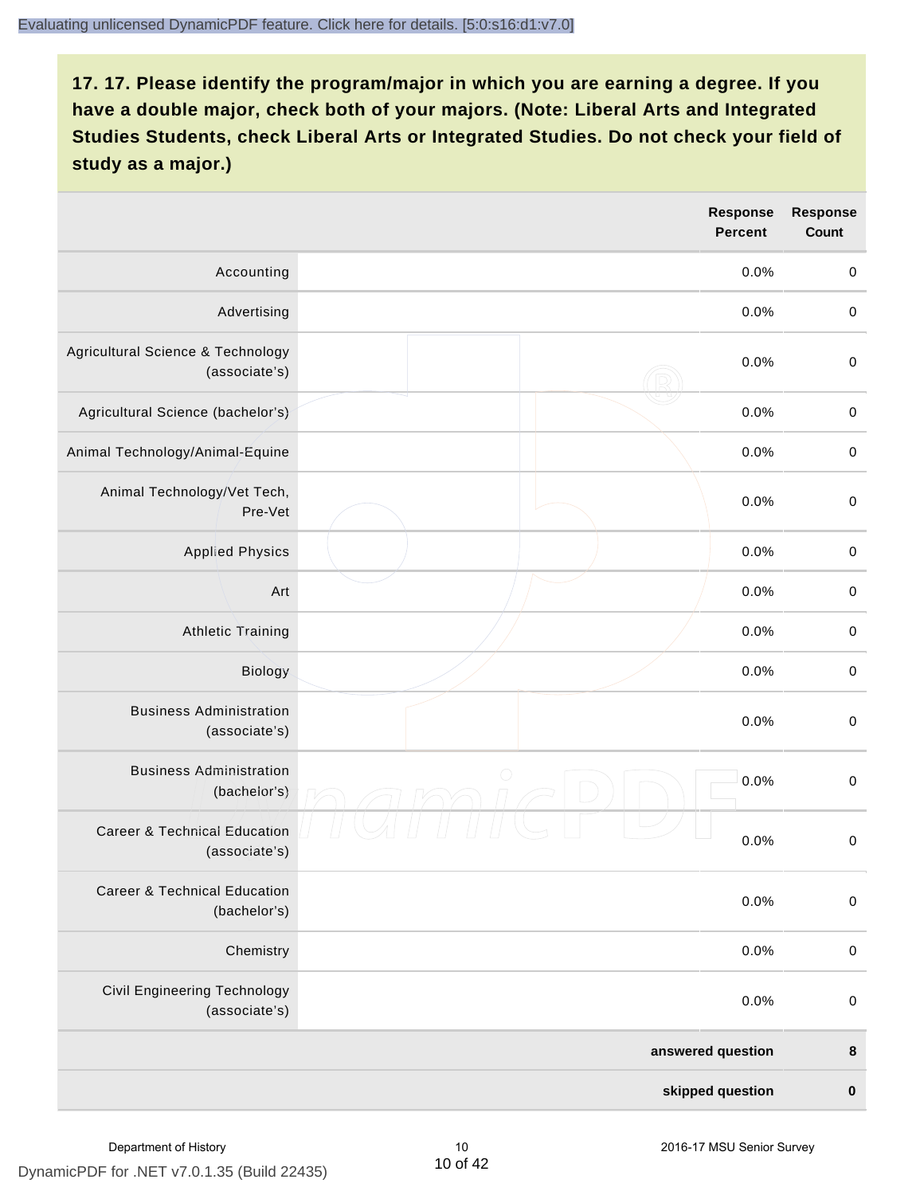## 17. 17. Please identify the program/major in which you are earning a degree. If you have a double major, check both of your majors. (Note: Liberal Arts and Integrated Studies Students, check Liberal Arts or Integrated Studies. Do not check your field of study as a major.)

| | | Response Percent | Response Count |
|---|---|---|---|
| Accounting | | 0.0% | 0 |
| Advertising | | 0.0% | 0 |
| Agricultural Science & Technology (associate's) | | 0.0% | 0 |
| Agricultural Science (bachelor's) | | 0.0% | 0 |
| Animal Technology/Animal-Equine | | 0.0% | 0 |
| Animal Technology/Vet Tech, Pre-Vet | | 0.0% | 0 |
| Applied Physics | | 0.0% | 0 |
| Art | | 0.0% | 0 |
| Athletic Training | | 0.0% | 0 |
| Biology | | 0.0% | 0 |
| Business Administration (associate's) | | 0.0% | 0 |
| Business Administration (bachelor's) | | 0.0% | 0 |
| Career & Technical Education (associate's) | | 0.0% | 0 |
| Career & Technical Education (bachelor's) | | 0.0% | 0 |
| Chemistry | | 0.0% | 0 |
| Civil Engineering Technology (associate's) | | 0.0% | 0 |
| | | **answered question** | **8** |
| | | **skipped question** | **0** |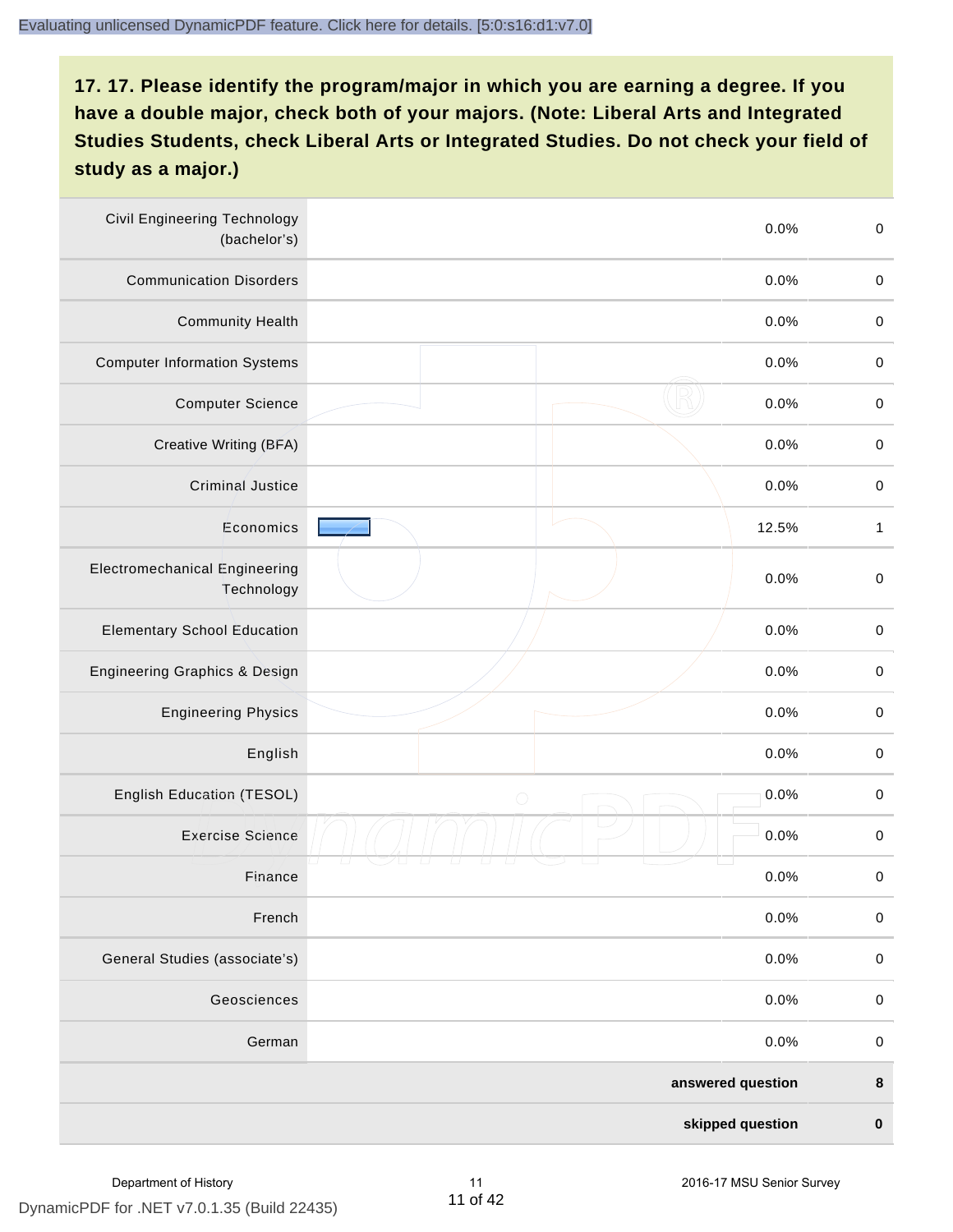## 17. 17. Please identify the program/major in which you are earning a degree. If you have a double major, check both of your majors. (Note: Liberal Arts and Integrated Studies Students, check Liberal Arts or Integrated Studies. Do not check your field of study as a major.)

| | | |
|---|---|---|
| Civil Engineering Technology (bachelor's) | 0.0% | 0 |
| Communication Disorders | 0.0% | 0 |
| Community Health | 0.0% | 0 |
| Computer Information Systems | 0.0% | 0 |
| Computer Science | 0.0% | 0 |
| Creative Writing (BFA) | 0.0% | 0 |
| Criminal Justice | 0.0% | 0 |
| Economics | 12.5% | 1 |
| Electromechanical Engineering Technology | 0.0% | 0 |
| Elementary School Education | 0.0% | 0 |
| Engineering Graphics & Design | 0.0% | 0 |
| Engineering Physics | 0.0% | 0 |
| English | 0.0% | 0 |
| English Education (TESOL) | 0.0% | 0 |
| Exercise Science | 0.0% | 0 |
| Finance | 0.0% | 0 |
| French | 0.0% | 0 |
| General Studies (associate's) | 0.0% | 0 |
| Geosciences | 0.0% | 0 |
| German | 0.0% | 0 |
| | **answered question** | **8** |
| | **skipped question** | **0** |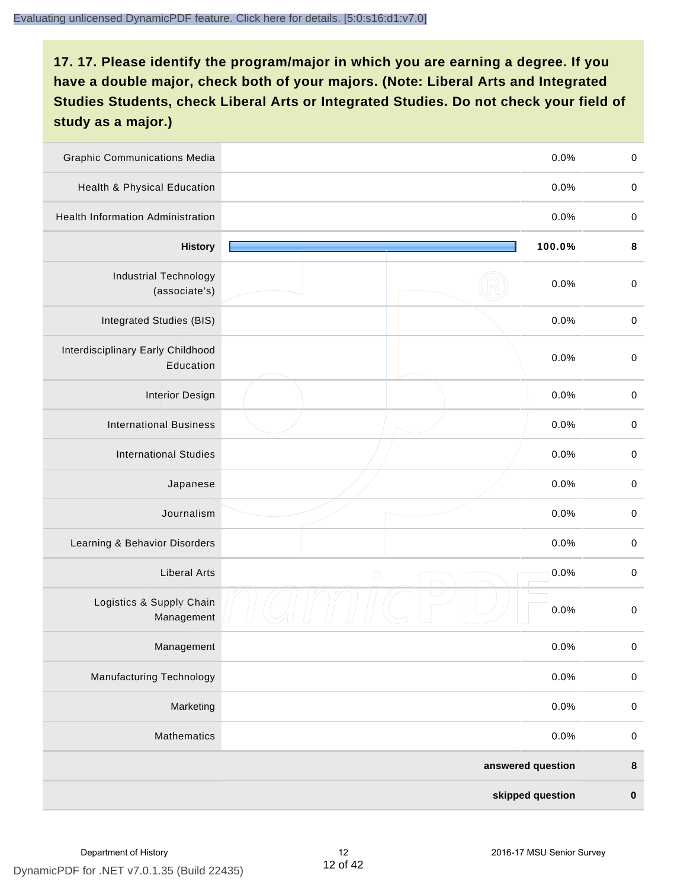**17. 17. Please identify the program/major in which you are earning a degree. If you have a double major, check both of your majors. (Note: Liberal Arts and Integrated Studies Students, check Liberal Arts or Integrated Studies. Do not check your field of study as a major.)**

| | | |
|---|---|---|
| Graphic Communications Media | 0.0% | 0 |
| Health & Physical Education | 0.0% | 0 |
| Health Information Administration | 0.0% | 0 |
| **History** | **100.0%** | **8** |
| Industrial Technology (associate's) | 0.0% | 0 |
| Integrated Studies (BIS) | 0.0% | 0 |
| Interdisciplinary Early Childhood Education | 0.0% | 0 |
| Interior Design | 0.0% | 0 |
| International Business | 0.0% | 0 |
| International Studies | 0.0% | 0 |
| Japanese | 0.0% | 0 |
| Journalism | 0.0% | 0 |
| Learning & Behavior Disorders | 0.0% | 0 |
| Liberal Arts | 0.0% | 0 |
| Logistics & Supply Chain Management | 0.0% | 0 |
| Management | 0.0% | 0 |
| Manufacturing Technology | 0.0% | 0 |
| Marketing | 0.0% | 0 |
| Mathematics | 0.0% | 0 |
| | **answered question** | **8** |
| | **skipped question** | **0** |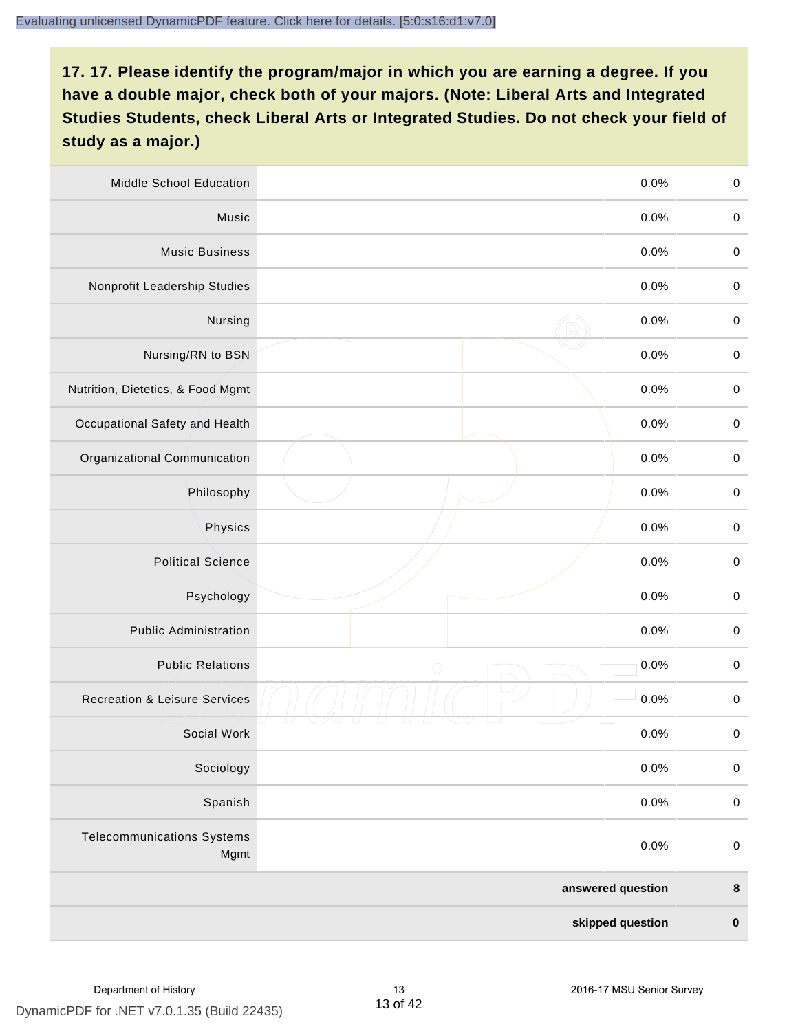## 17. 17. Please identify the program/major in which you are earning a degree. If you have a double major, check both of your majors. (Note: Liberal Arts and Integrated Studies Students, check Liberal Arts or Integrated Studies. Do not check your field of study as a major.)

| | | | |
|---|---|---|---|
| Middle School Education | | 0.0% | 0 |
| Music | | 0.0% | 0 |
| Music Business | | 0.0% | 0 |
| Nonprofit Leadership Studies | | 0.0% | 0 |
| Nursing | | 0.0% | 0 |
| Nursing/RN to BSN | | 0.0% | 0 |
| Nutrition, Dietetics, & Food Mgmt | | 0.0% | 0 |
| Occupational Safety and Health | | 0.0% | 0 |
| Organizational Communication | | 0.0% | 0 |
| Philosophy | | 0.0% | 0 |
| Physics | | 0.0% | 0 |
| Political Science | | 0.0% | 0 |
| Psychology | | 0.0% | 0 |
| Public Administration | | 0.0% | 0 |
| Public Relations | | 0.0% | 0 |
| Recreation & Leisure Services | | 0.0% | 0 |
| Social Work | | 0.0% | 0 |
| Sociology | | 0.0% | 0 |
| Spanish | | 0.0% | 0 |
| Telecommunications Systems Mgmt | | 0.0% | 0 |
| | | **answered question** | **8** |
| | | **skipped question** | **0** |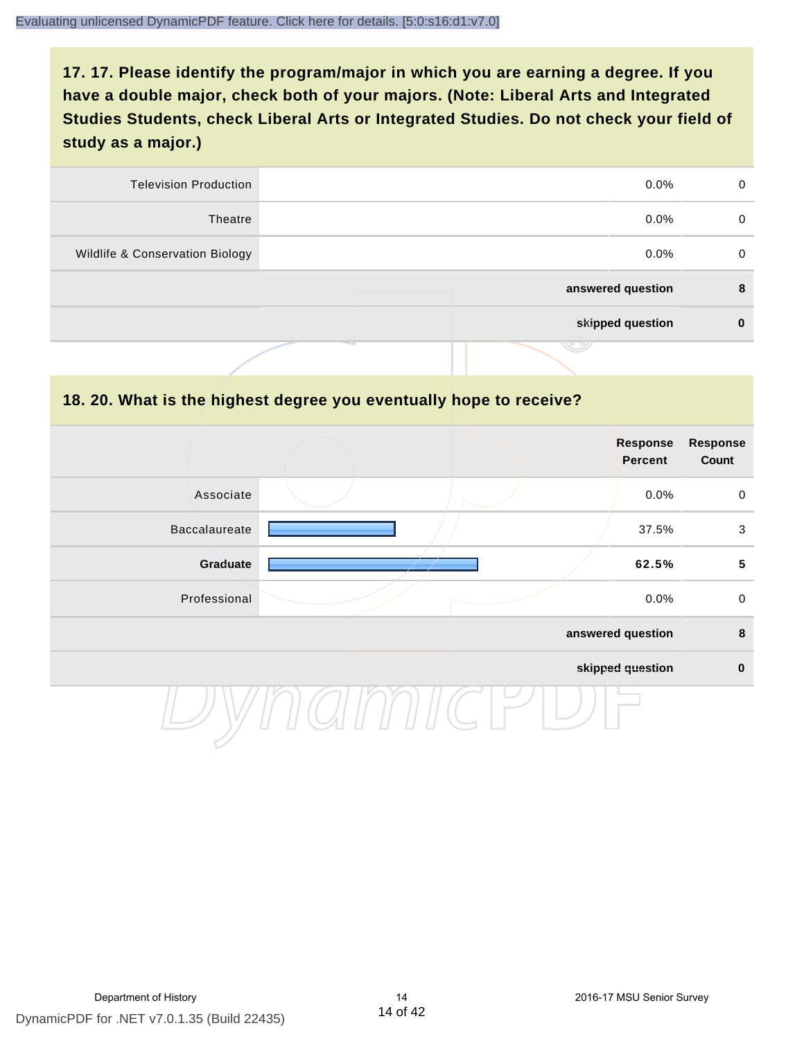**17. 17. Please identify the program/major in which you are earning a degree. If you have a double major, check both of your majors. (Note: Liberal Arts and Integrated Studies Students, check Liberal Arts or Integrated Studies. Do not check your field of study as a major.)**

| | | | |
|---|---|---|---|
| Television Production | | 0.0% | 0 |
| Theatre | | 0.0% | 0 |
| Wildlife & Conservation Biology | | 0.0% | 0 |
| | | **answered question** | **8** |
| | | **skipped question** | **0** |

**18. 20. What is the highest degree you eventually hope to receive?**

| | | Response Percent | Response Count |
|---|---|---|---|
| Associate | | 0.0% | 0 |
| Baccalaureate | | 37.5% | 3 |
| **Graduate** | | **62.5%** | **5** |
| Professional | | 0.0% | 0 |
| | | **answered question** | **8** |
| | | **skipped question** | **0** |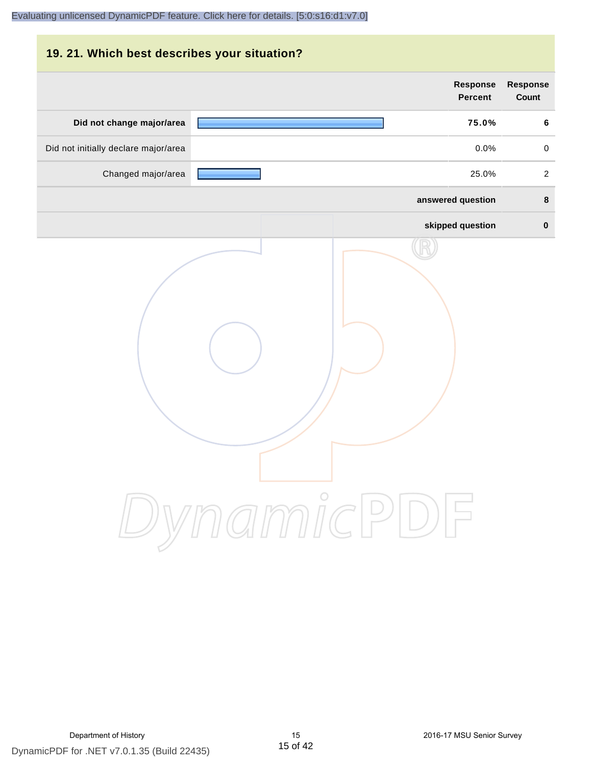## 19. 21. Which best describes your situation?

| | Response Percent | Response Count |
|---|---|---|
| **Did not change major/area** | **75.0%** | **6** |
| Did not initially declare major/area | 0.0% | 0 |
| Changed major/area | 25.0% | 2 |
| **answered question** | | **8** |
| **skipped question** | | **0** |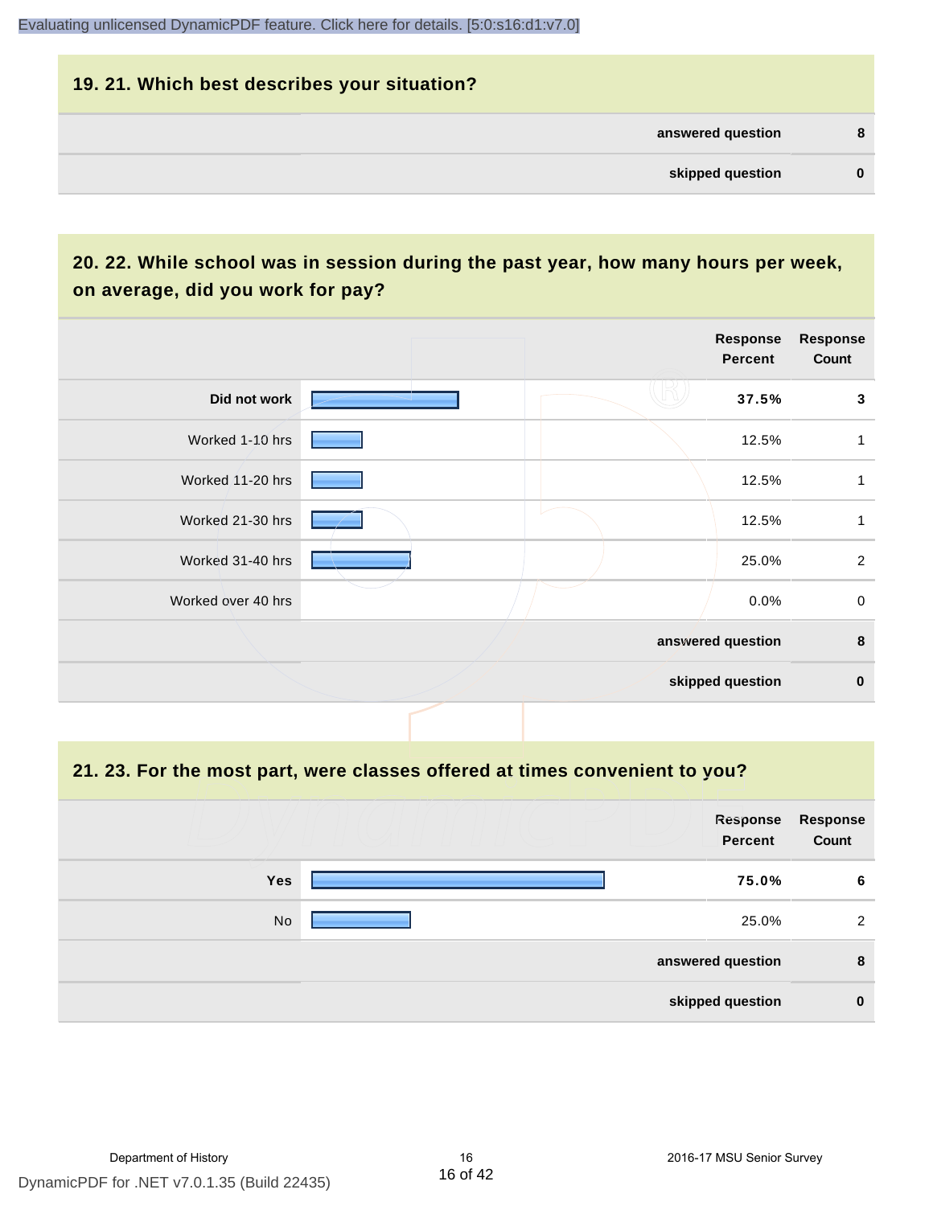## 19. 21. Which best describes your situation?

| | |
|---|---|
| answered question | 8 |
| skipped question | 0 |

## 20. 22. While school was in session during the past year, how many hours per week, on average, did you work for pay?

| | Response Percent | Response Count |
|---|---|---|
| **Did not work** | **37.5%** | **3** |
| Worked 1-10 hrs | 12.5% | 1 |
| Worked 11-20 hrs | 12.5% | 1 |
| Worked 21-30 hrs | 12.5% | 1 |
| Worked 31-40 hrs | 25.0% | 2 |
| Worked over 40 hrs | 0.0% | 0 |
| | answered question | 8 |
| | skipped question | 0 |

## 21. 23. For the most part, were classes offered at times convenient to you?

| | Response Percent | Response Count |
|---|---|---|
| **Yes** | **75.0%** | **6** |
| No | 25.0% | 2 |
| | answered question | 8 |
| | skipped question | 0 |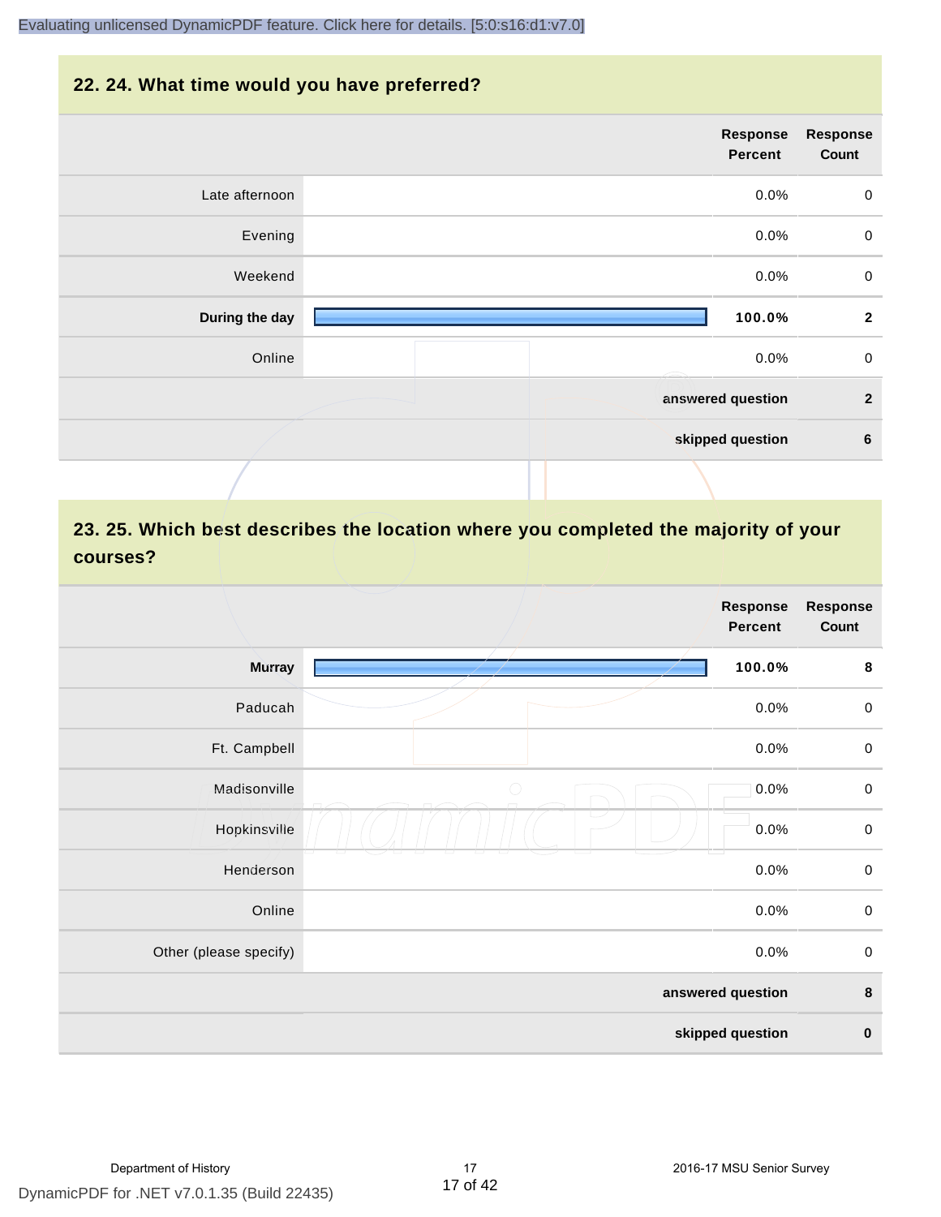## 22. 24. What time would you have preferred?

| | Response Percent | Response Count |
|---|---|---|
| Late afternoon | 0.0% | 0 |
| Evening | 0.0% | 0 |
| Weekend | 0.0% | 0 |
| **During the day** | **100.0%** | **2** |
| Online | 0.0% | 0 |
| **answered question** | | **2** |
| **skipped question** | | **6** |

## 23. 25. Which best describes the location where you completed the majority of your courses?

| | Response Percent | Response Count |
|---|---|---|
| **Murray** | **100.0%** | **8** |
| Paducah | 0.0% | 0 |
| Ft. Campbell | 0.0% | 0 |
| Madisonville | 0.0% | 0 |
| Hopkinsville | 0.0% | 0 |
| Henderson | 0.0% | 0 |
| Online | 0.0% | 0 |
| Other (please specify) | 0.0% | 0 |
| **answered question** | | **8** |
| **skipped question** | | **0** |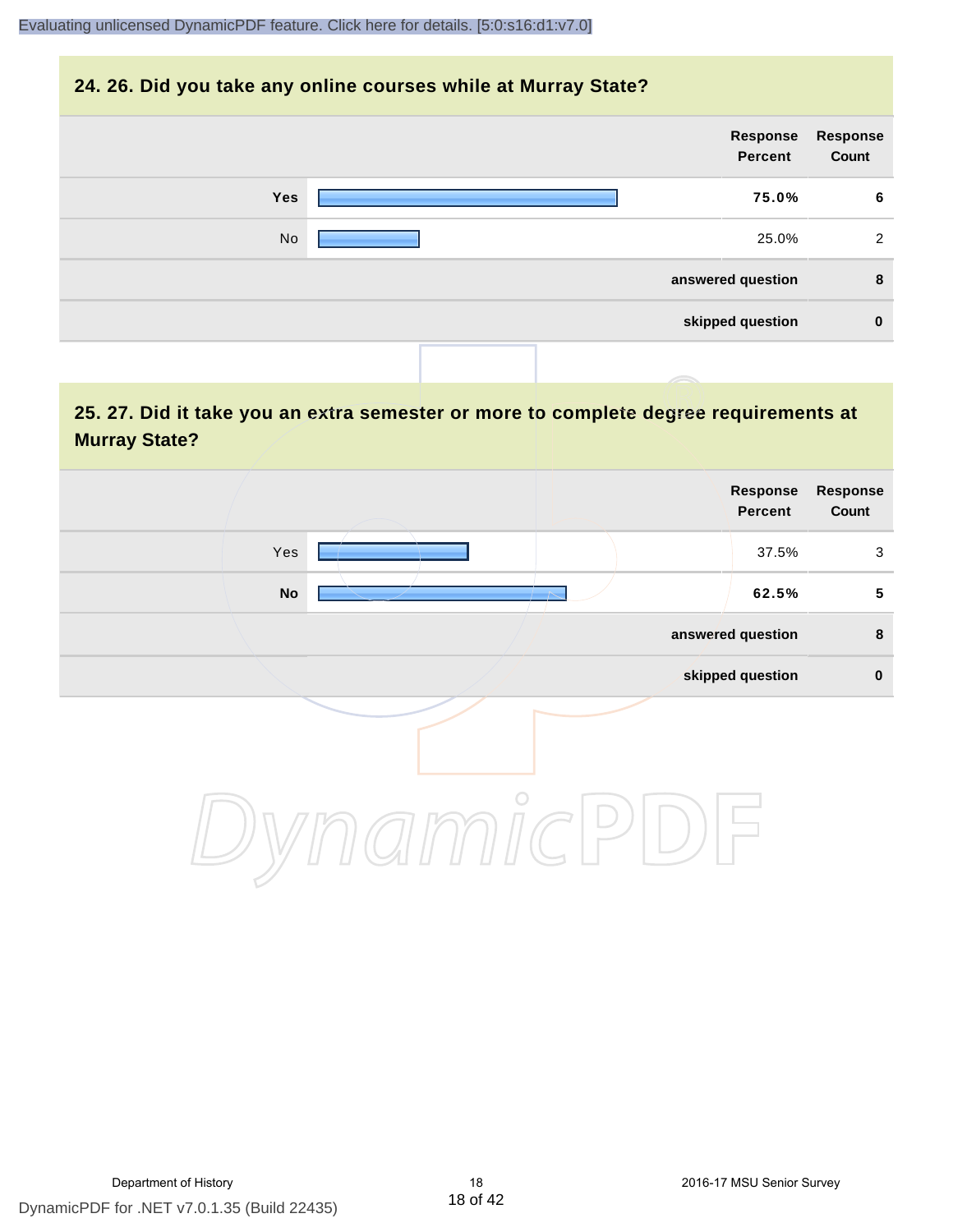## 24. 26. Did you take any online courses while at Murray State?

| | Response Percent | Response Count |
|---|---|---|
| Yes | **75.0%** | **6** |
| No | 25.0% | 2 |
| **answered question** | | **8** |
| **skipped question** | | **0** |

## 25. 27. Did it take you an extra semester or more to complete degree requirements at Murray State?

| | Response Percent | Response Count |
|---|---|---|
| Yes | 37.5% | 3 |
| No | **62.5%** | **5** |
| **answered question** | | **8** |
| **skipped question** | | **0** |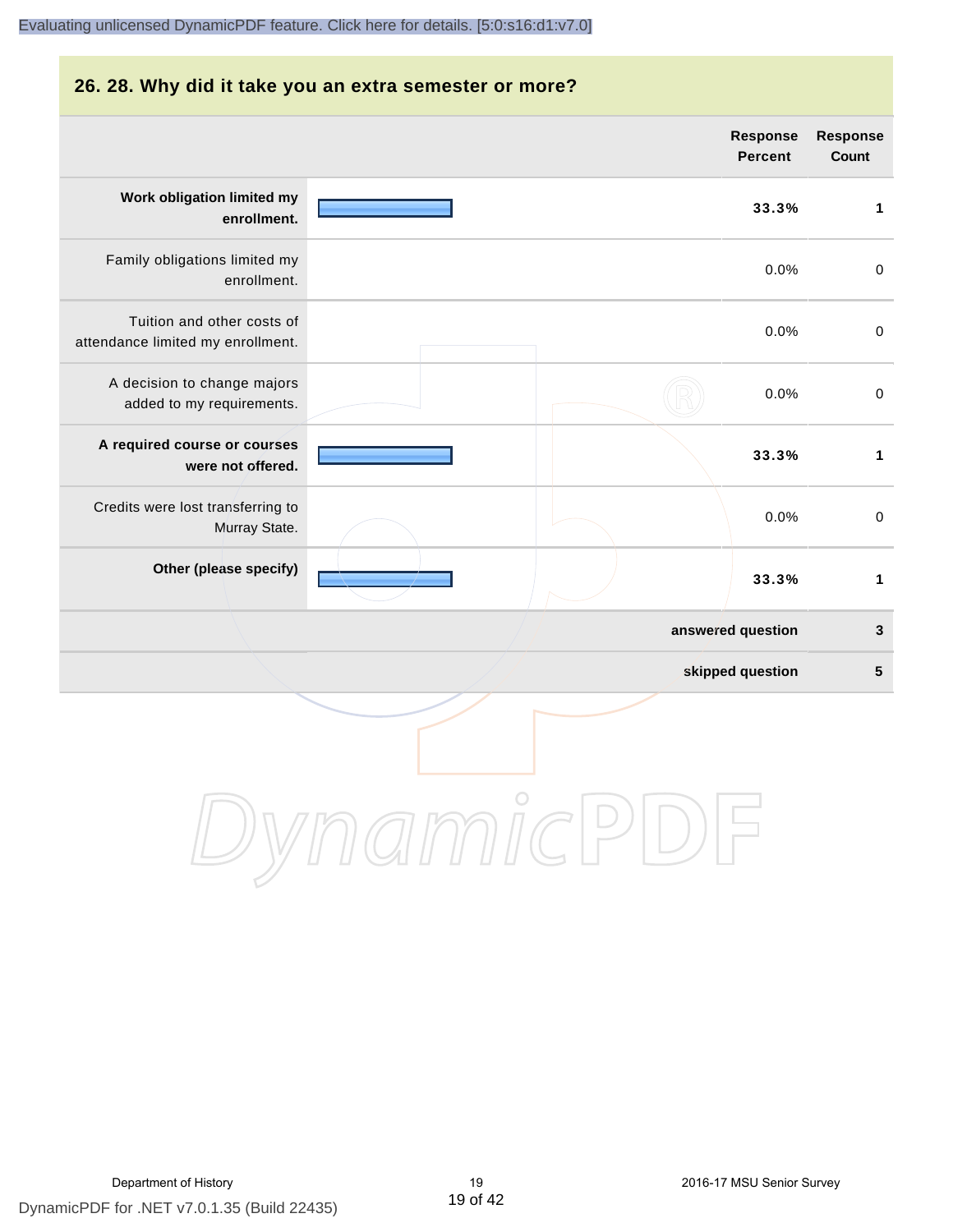## 26. 28. Why did it take you an extra semester or more?

| | Response Percent | Response Count |
|---|---|---|
| **Work obligation limited my enrollment.** | **33.3%** | **1** |
| Family obligations limited my enrollment. | 0.0% | 0 |
| Tuition and other costs of attendance limited my enrollment. | 0.0% | 0 |
| A decision to change majors added to my requirements. | 0.0% | 0 |
| **A required course or courses were not offered.** | **33.3%** | **1** |
| Credits were lost transferring to Murray State. | 0.0% | 0 |
| **Other (please specify)** | **33.3%** | **1** |
| | **answered question** | **3** |
| | **skipped question** | **5** |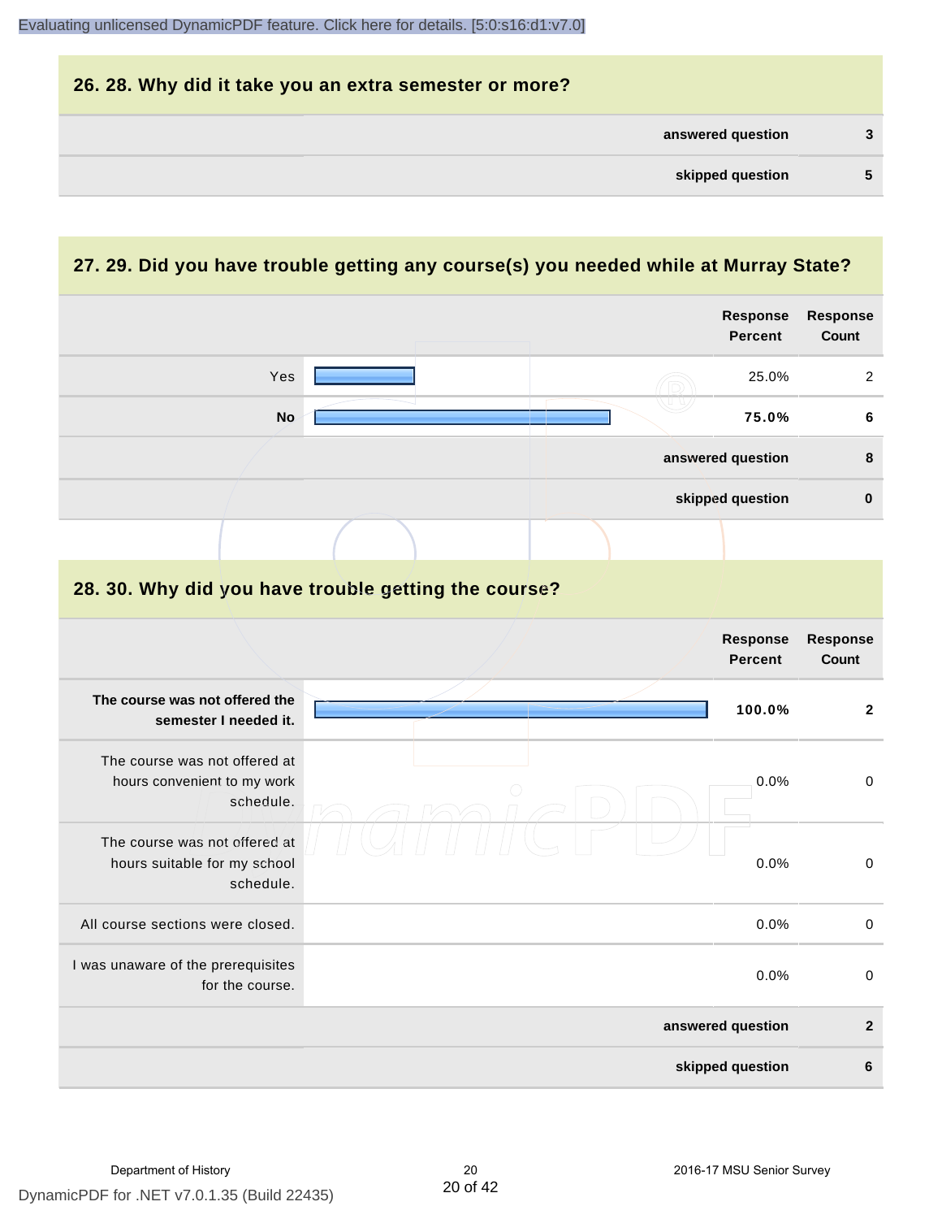## 26. 28. Why did it take you an extra semester or more?

| | |
|---|---|
| **answered question** | **3** |
| **skipped question** | **5** |

## 27. 29. Did you have trouble getting any course(s) you needed while at Murray State?

| | Response Percent | Response Count |
|---|---|---|
| Yes | 25.0% | 2 |
| **No** | **75.0%** | **6** |
| **answered question** | | **8** |
| **skipped question** | | **0** |

## 28. 30. Why did you have trouble getting the course?

| | Response Percent | Response Count |
|---|---|---|
| **The course was not offered the semester I needed it.** | **100.0%** | **2** |
| The course was not offered at hours convenient to my work schedule. | 0.0% | 0 |
| The course was not offered at hours suitable for my school schedule. | 0.0% | 0 |
| All course sections were closed. | 0.0% | 0 |
| I was unaware of the prerequisites for the course. | 0.0% | 0 |
| **answered question** | | **2** |
| **skipped question** | | **6** |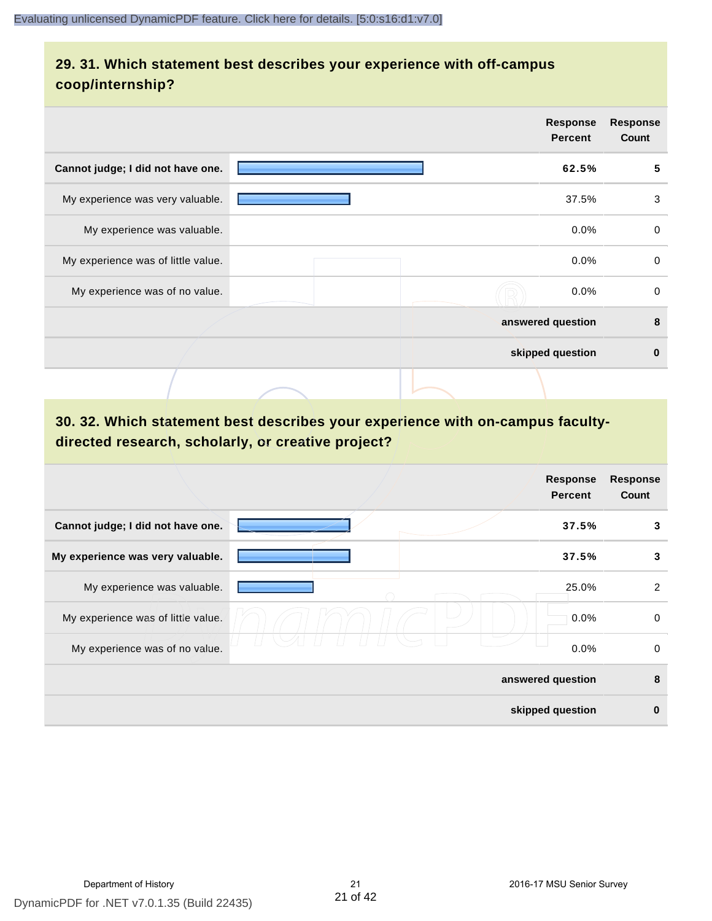## 29. 31. Which statement best describes your experience with off-campus coop/internship?

| | Response Percent | Response Count |
|---|---|---|
| **Cannot judge; I did not have one.** | **62.5%** | **5** |
| My experience was very valuable. | 37.5% | 3 |
| My experience was valuable. | 0.0% | 0 |
| My experience was of little value. | 0.0% | 0 |
| My experience was of no value. | 0.0% | 0 |
| | **answered question** | **8** |
| | **skipped question** | **0** |

## 30. 32. Which statement best describes your experience with on-campus faculty-directed research, scholarly, or creative project?

| | Response Percent | Response Count |
|---|---|---|
| **Cannot judge; I did not have one.** | **37.5%** | **3** |
| **My experience was very valuable.** | **37.5%** | **3** |
| My experience was valuable. | 25.0% | 2 |
| My experience was of little value. | 0.0% | 0 |
| My experience was of no value. | 0.0% | 0 |
| | **answered question** | **8** |
| | **skipped question** | **0** |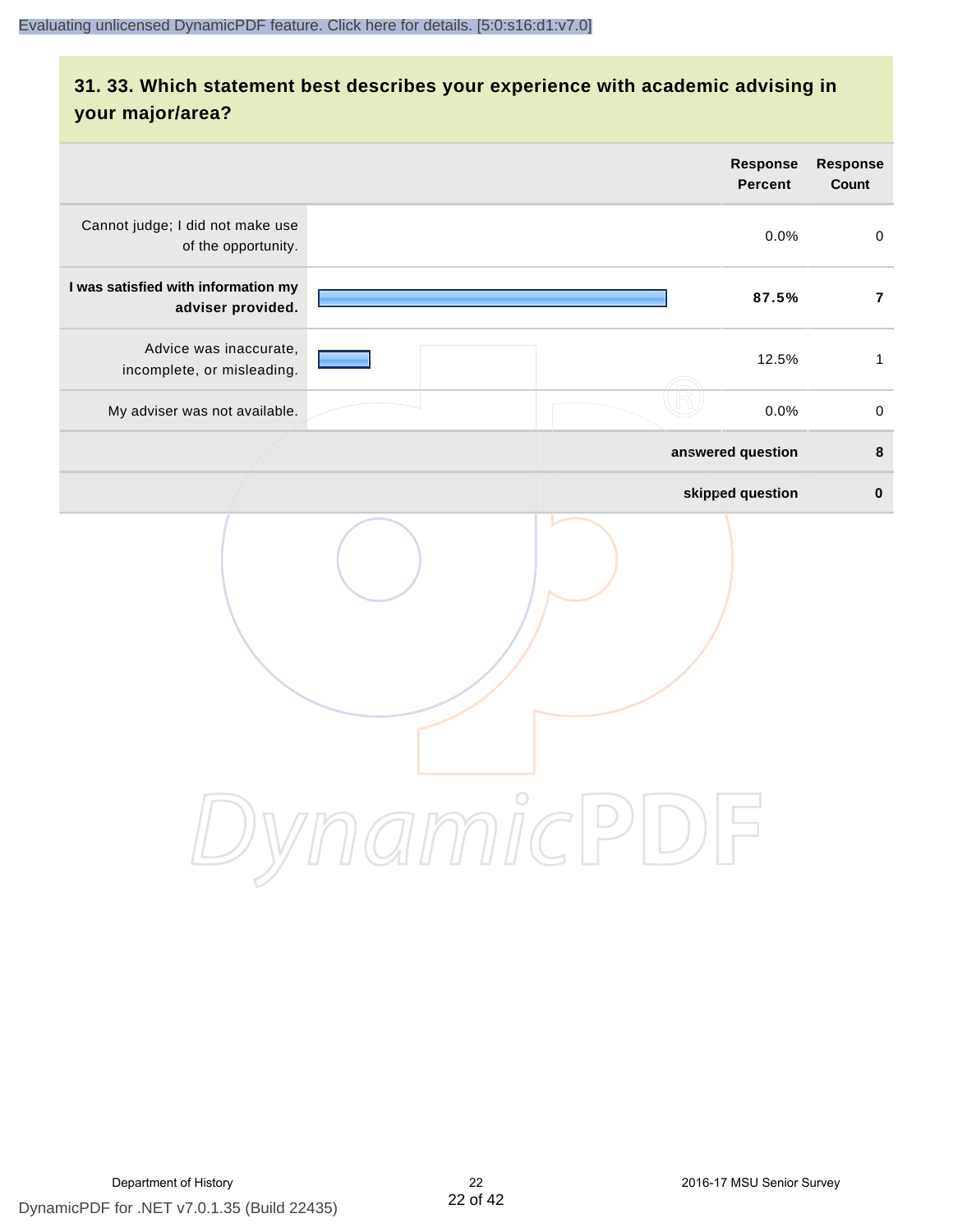## 31. 33. Which statement best describes your experience with academic advising in your major/area?

| | Response Percent | Response Count |
|---|---|---|
| Cannot judge; I did not make use of the opportunity. | 0.0% | 0 |
| **I was satisfied with information my adviser provided.** | **87.5%** | **7** |
| Advice was inaccurate, incomplete, or misleading. | 12.5% | 1 |
| My adviser was not available. | 0.0% | 0 |
| **answered question** | | **8** |
| **skipped question** | | **0** |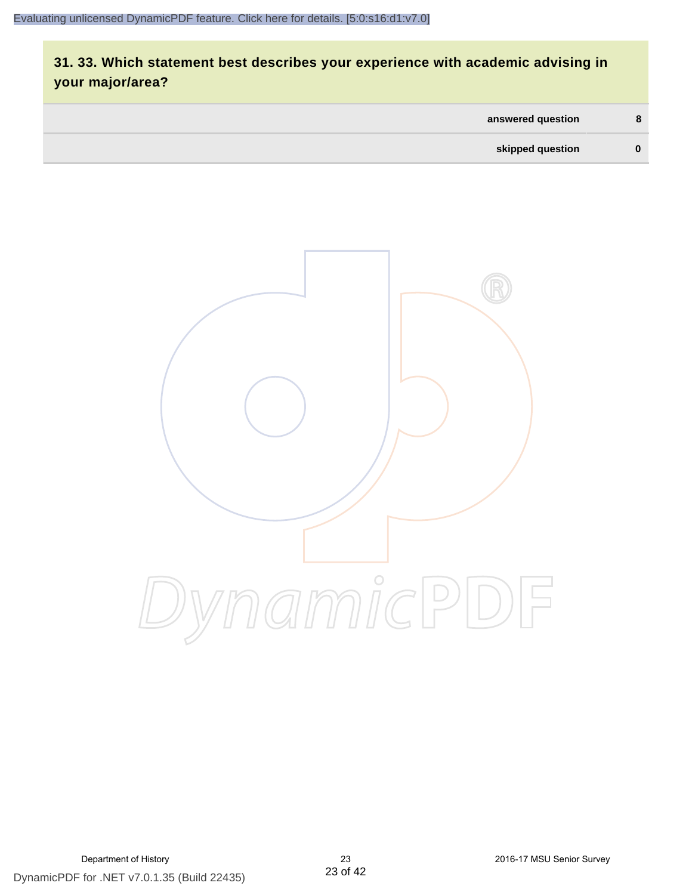## 31. 33. Which statement best describes your experience with academic advising in your major/area?

| | |
|---|---|
| answered question | 8 |
| skipped question | 0 |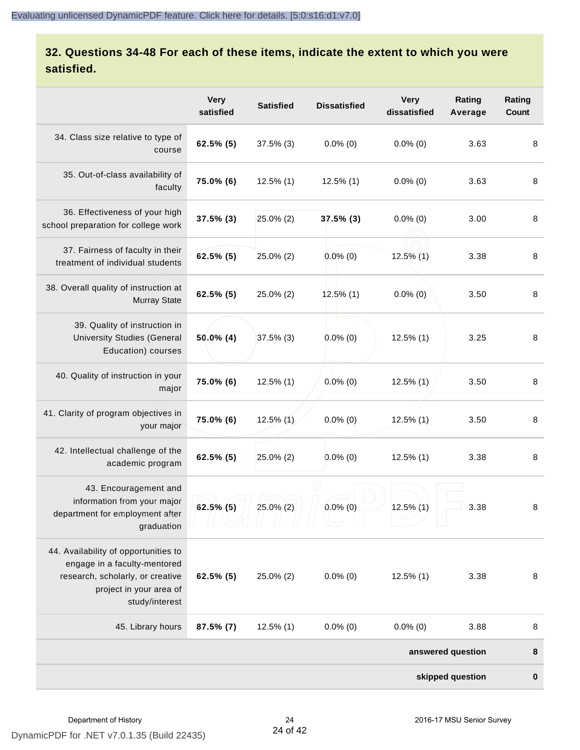## 32. Questions 34-48 For each of these items, indicate the extent to which you were satisfied.

| | Very satisfied | Satisfied | Dissatisfied | Very dissatisfied | Rating Average | Rating Count |
|---|---|---|---|---|---|---|
| 34. Class size relative to type of course | **62.5% (5)** | 37.5% (3) | 0.0% (0) | 0.0% (0) | 3.63 | 8 |
| 35. Out-of-class availability of faculty | **75.0% (6)** | 12.5% (1) | 12.5% (1) | 0.0% (0) | 3.63 | 8 |
| 36. Effectiveness of your high school preparation for college work | **37.5% (3)** | 25.0% (2) | **37.5% (3)** | 0.0% (0) | 3.00 | 8 |
| 37. Fairness of faculty in their treatment of individual students | **62.5% (5)** | 25.0% (2) | 0.0% (0) | 12.5% (1) | 3.38 | 8 |
| 38. Overall quality of instruction at Murray State | **62.5% (5)** | 25.0% (2) | 12.5% (1) | 0.0% (0) | 3.50 | 8 |
| 39. Quality of instruction in University Studies (General Education) courses | **50.0% (4)** | 37.5% (3) | 0.0% (0) | 12.5% (1) | 3.25 | 8 |
| 40. Quality of instruction in your major | **75.0% (6)** | 12.5% (1) | 0.0% (0) | 12.5% (1) | 3.50 | 8 |
| 41. Clarity of program objectives in your major | **75.0% (6)** | 12.5% (1) | 0.0% (0) | 12.5% (1) | 3.50 | 8 |
| 42. Intellectual challenge of the academic program | **62.5% (5)** | 25.0% (2) | 0.0% (0) | 12.5% (1) | 3.38 | 8 |
| 43. Encouragement and information from your major department for employment after graduation | **62.5% (5)** | 25.0% (2) | 0.0% (0) | 12.5% (1) | 3.38 | 8 |
| 44. Availability of opportunities to engage in a faculty-mentored research, scholarly, or creative project in your area of study/interest | **62.5% (5)** | 25.0% (2) | 0.0% (0) | 12.5% (1) | 3.38 | 8 |
| 45. Library hours | **87.5% (7)** | 12.5% (1) | 0.0% (0) | 0.0% (0) | 3.88 | 8 |
| | | | | | **answered question** | **8** |
| | | | | | **skipped question** | **0** |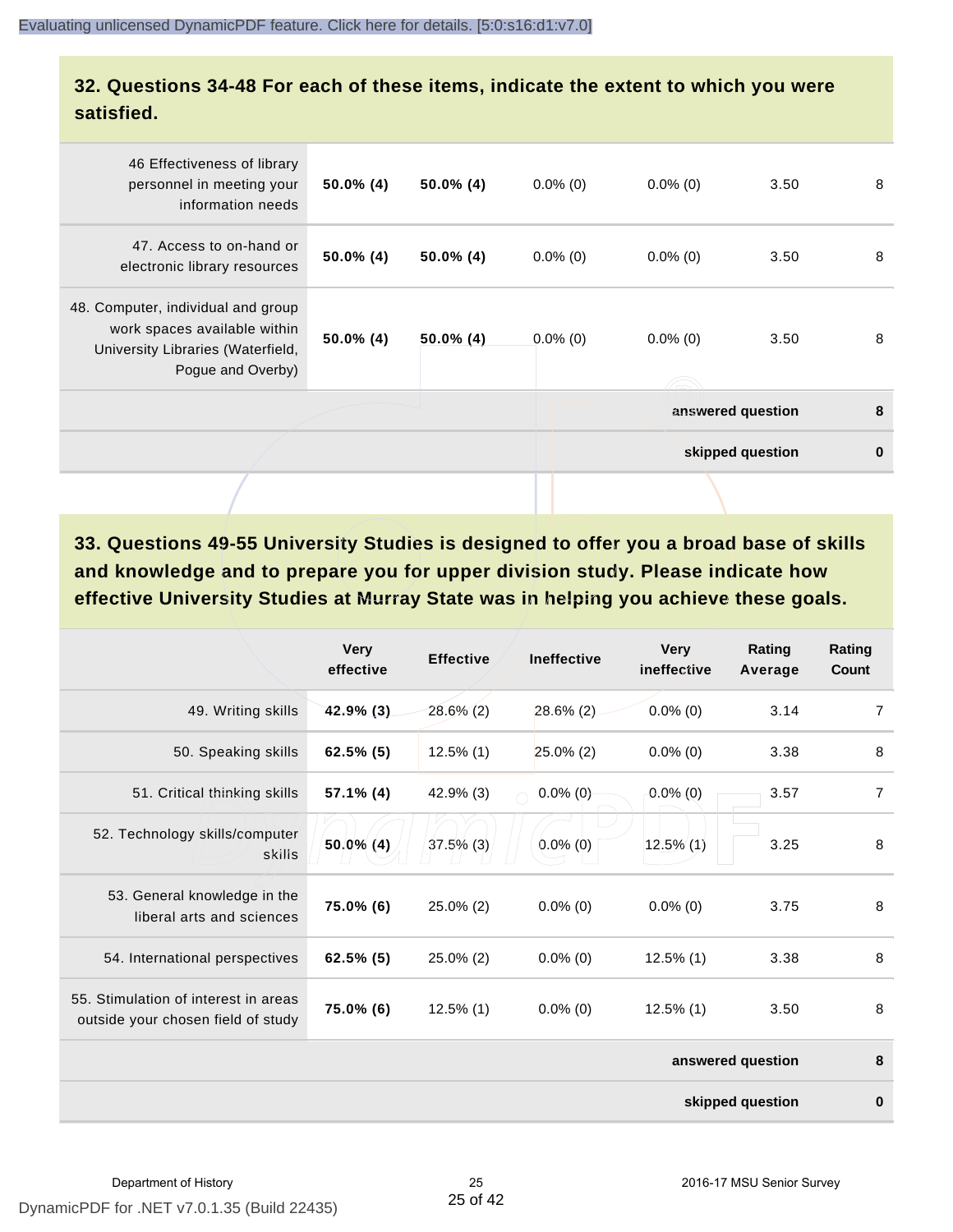## 32. Questions 34-48 For each of these items, indicate the extent to which you were satisfied.

| | | | | | | |
|---|---|---|---|---|---|---|
| 46 Effectiveness of library personnel in meeting your information needs | **50.0% (4)** | **50.0% (4)** | 0.0% (0) | 0.0% (0) | 3.50 | 8 |
| 47. Access to on-hand or electronic library resources | **50.0% (4)** | **50.0% (4)** | 0.0% (0) | 0.0% (0) | 3.50 | 8 |
| 48. Computer, individual and group work spaces available within University Libraries (Waterfield, Pogue and Overby) | **50.0% (4)** | **50.0% (4)** | 0.0% (0) | 0.0% (0) | 3.50 | 8 |
| | | | | | **answered question** | **8** |
| | | | | | **skipped question** | **0** |

## 33. Questions 49-55 University Studies is designed to offer you a broad base of skills and knowledge and to prepare you for upper division study. Please indicate how effective University Studies at Murray State was in helping you achieve these goals.

| | Very effective | Effective | Ineffective | Very ineffective | Rating Average | Rating Count |
|---|---|---|---|---|---|---|
| 49. Writing skills | **42.9% (3)** | 28.6% (2) | 28.6% (2) | 0.0% (0) | 3.14 | 7 |
| 50. Speaking skills | **62.5% (5)** | 12.5% (1) | 25.0% (2) | 0.0% (0) | 3.38 | 8 |
| 51. Critical thinking skills | **57.1% (4)** | 42.9% (3) | 0.0% (0) | 0.0% (0) | 3.57 | 7 |
| 52. Technology skills/computer skills | **50.0% (4)** | 37.5% (3) | 0.0% (0) | 12.5% (1) | 3.25 | 8 |
| 53. General knowledge in the liberal arts and sciences | **75.0% (6)** | 25.0% (2) | 0.0% (0) | 0.0% (0) | 3.75 | 8 |
| 54. International perspectives | **62.5% (5)** | 25.0% (2) | 0.0% (0) | 12.5% (1) | 3.38 | 8 |
| 55. Stimulation of interest in areas outside your chosen field of study | **75.0% (6)** | 12.5% (1) | 0.0% (0) | 12.5% (1) | 3.50 | 8 |
| | | | | | **answered question** | **8** |
| | | | | | **skipped question** | **0** |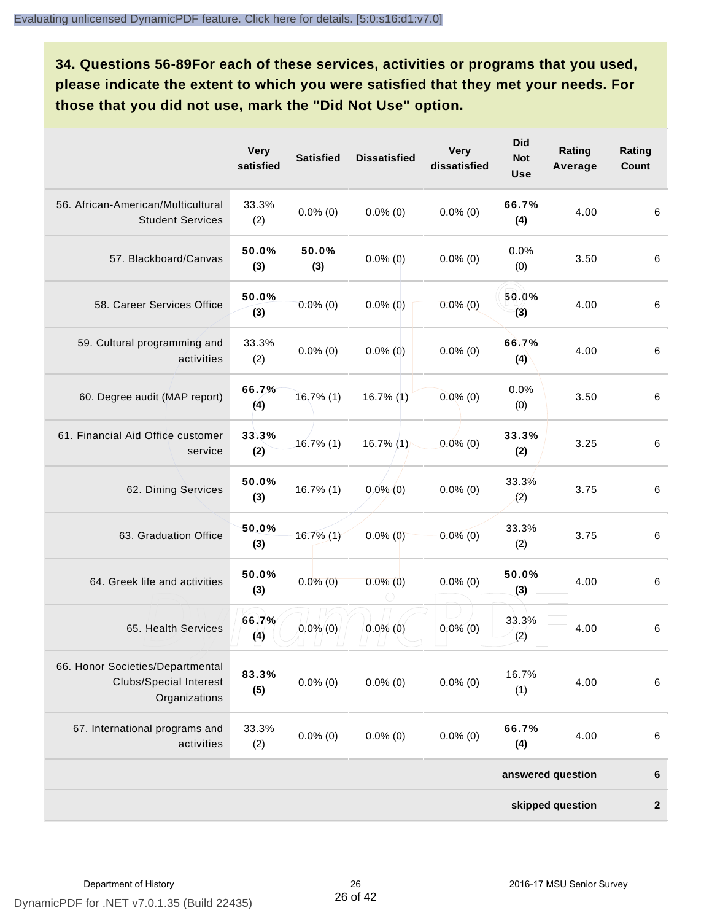## 34. Questions 56-89For each of these services, activities or programs that you used, please indicate the extent to which you were satisfied that they met your needs. For those that you did not use, mark the "Did Not Use" option.

| | Very satisfied | Satisfied | Dissatisfied | Very dissatisfied | Did Not Use | Rating Average | Rating Count |
|---|---|---|---|---|---|---|---|
| 56. African-American/Multicultural Student Services | 33.3% (2) | 0.0% (0) | 0.0% (0) | 0.0% (0) | **66.7% (4)** | 4.00 | 6 |
| 57. Blackboard/Canvas | **50.0% (3)** | **50.0% (3)** | 0.0% (0) | 0.0% (0) | 0.0% (0) | 3.50 | 6 |
| 58. Career Services Office | **50.0% (3)** | 0.0% (0) | 0.0% (0) | 0.0% (0) | **50.0% (3)** | 4.00 | 6 |
| 59. Cultural programming and activities | 33.3% (2) | 0.0% (0) | 0.0% (0) | 0.0% (0) | **66.7% (4)** | 4.00 | 6 |
| 60. Degree audit (MAP report) | **66.7% (4)** | 16.7% (1) | 16.7% (1) | 0.0% (0) | 0.0% (0) | 3.50 | 6 |
| 61. Financial Aid Office customer service | **33.3% (2)** | 16.7% (1) | 16.7% (1) | 0.0% (0) | **33.3% (2)** | 3.25 | 6 |
| 62. Dining Services | **50.0% (3)** | 16.7% (1) | 0.0% (0) | 0.0% (0) | 33.3% (2) | 3.75 | 6 |
| 63. Graduation Office | **50.0% (3)** | 16.7% (1) | 0.0% (0) | 0.0% (0) | 33.3% (2) | 3.75 | 6 |
| 64. Greek life and activities | **50.0% (3)** | 0.0% (0) | 0.0% (0) | 0.0% (0) | **50.0% (3)** | 4.00 | 6 |
| 65. Health Services | **66.7% (4)** | 0.0% (0) | 0.0% (0) | 0.0% (0) | 33.3% (2) | 4.00 | 6 |
| 66. Honor Societies/Departmental Clubs/Special Interest Organizations | **83.3% (5)** | 0.0% (0) | 0.0% (0) | 0.0% (0) | 16.7% (1) | 4.00 | 6 |
| 67. International programs and activities | 33.3% (2) | 0.0% (0) | 0.0% (0) | 0.0% (0) | **66.7% (4)** | 4.00 | 6 |
| | | | | | | **answered question** | **6** |
| | | | | | | **skipped question** | **2** |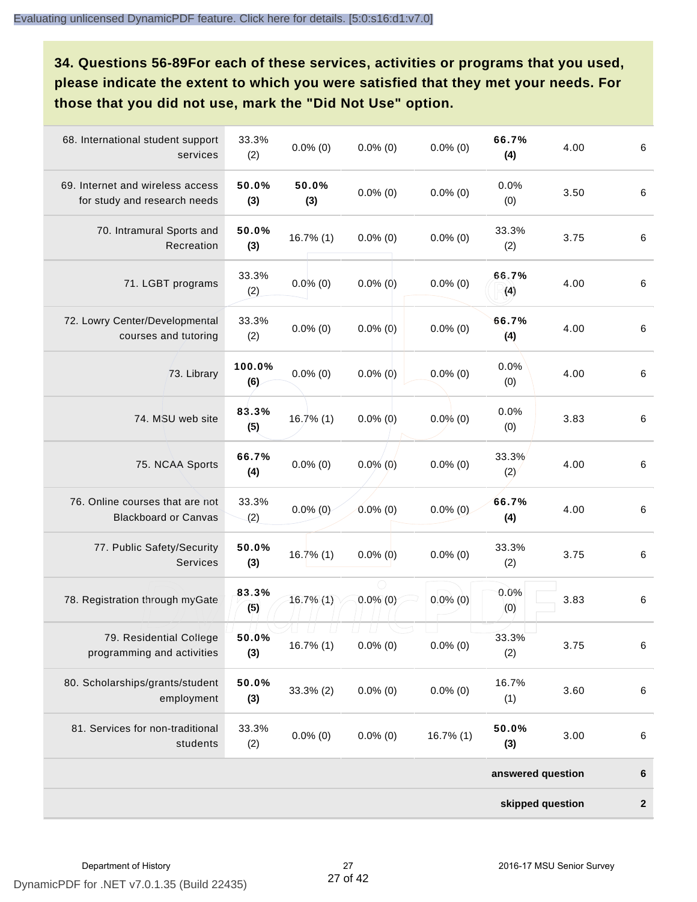## 34. Questions 56-89For each of these services, activities or programs that you used, please indicate the extent to which you were satisfied that they met your needs. For those that you did not use, mark the "Did Not Use" option.

| | | | | | | | |
|---|---|---|---|---|---|---|---|
| 68. International student support services | 33.3% (2) | 0.0% (0) | 0.0% (0) | 0.0% (0) | **66.7% (4)** | 4.00 | 6 |
| 69. Internet and wireless access for study and research needs | **50.0% (3)** | **50.0% (3)** | 0.0% (0) | 0.0% (0) | 0.0% (0) | 3.50 | 6 |
| 70. Intramural Sports and Recreation | **50.0% (3)** | 16.7% (1) | 0.0% (0) | 0.0% (0) | 33.3% (2) | 3.75 | 6 |
| 71. LGBT programs | 33.3% (2) | 0.0% (0) | 0.0% (0) | 0.0% (0) | **66.7% (4)** | 4.00 | 6 |
| 72. Lowry Center/Developmental courses and tutoring | 33.3% (2) | 0.0% (0) | 0.0% (0) | 0.0% (0) | **66.7% (4)** | 4.00 | 6 |
| 73. Library | **100.0% (6)** | 0.0% (0) | 0.0% (0) | 0.0% (0) | 0.0% (0) | 4.00 | 6 |
| 74. MSU web site | **83.3% (5)** | 16.7% (1) | 0.0% (0) | 0.0% (0) | 0.0% (0) | 3.83 | 6 |
| 75. NCAA Sports | **66.7% (4)** | 0.0% (0) | 0.0% (0) | 0.0% (0) | 33.3% (2) | 4.00 | 6 |
| 76. Online courses that are not Blackboard or Canvas | 33.3% (2) | 0.0% (0) | 0.0% (0) | 0.0% (0) | **66.7% (4)** | 4.00 | 6 |
| 77. Public Safety/Security Services | **50.0% (3)** | 16.7% (1) | 0.0% (0) | 0.0% (0) | 33.3% (2) | 3.75 | 6 |
| 78. Registration through myGate | **83.3% (5)** | 16.7% (1) | 0.0% (0) | 0.0% (0) | 0.0% (0) | 3.83 | 6 |
| 79. Residential College programming and activities | **50.0% (3)** | 16.7% (1) | 0.0% (0) | 0.0% (0) | 33.3% (2) | 3.75 | 6 |
| 80. Scholarships/grants/student employment | **50.0% (3)** | 33.3% (2) | 0.0% (0) | 0.0% (0) | 16.7% (1) | 3.60 | 6 |
| 81. Services for non-traditional students | 33.3% (2) | 0.0% (0) | 0.0% (0) | 16.7% (1) | **50.0% (3)** | 3.00 | 6 |
| | | | | | | **answered question** | **6** |
| | | | | | | **skipped question** | **2** |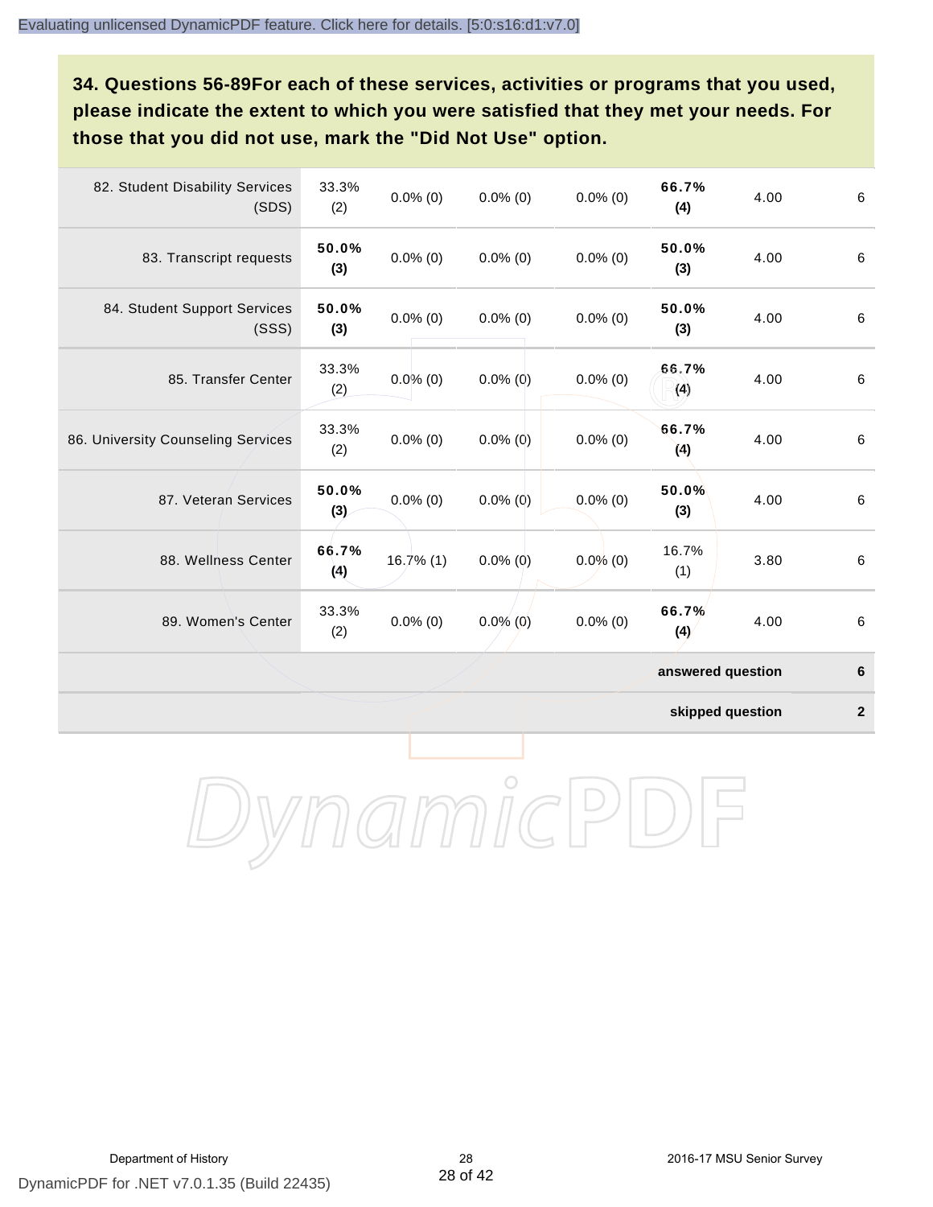Evaluating unlicensed DynamicPDF feature. Click here for details. [5:0:s16:d1:v7.0]

**34. Questions 56-89For each of these services, activities or programs that you used, please indicate the extent to which you were satisfied that they met your needs. For those that you did not use, mark the "Did Not Use" option.**

| | | | | | | | |
|---|---|---|---|---|---|---|---|
| 82. Student Disability Services (SDS) | 33.3% (2) | 0.0% (0) | 0.0% (0) | 0.0% (0) | **66.7% (4)** | 4.00 | 6 |
| 83. Transcript requests | **50.0% (3)** | 0.0% (0) | 0.0% (0) | 0.0% (0) | **50.0% (3)** | 4.00 | 6 |
| 84. Student Support Services (SSS) | **50.0% (3)** | 0.0% (0) | 0.0% (0) | 0.0% (0) | **50.0% (3)** | 4.00 | 6 |
| 85. Transfer Center | 33.3% (2) | 0.0% (0) | 0.0% (0) | 0.0% (0) | **66.7% (4)** | 4.00 | 6 |
| 86. University Counseling Services | 33.3% (2) | 0.0% (0) | 0.0% (0) | 0.0% (0) | **66.7% (4)** | 4.00 | 6 |
| 87. Veteran Services | **50.0% (3)** | 0.0% (0) | 0.0% (0) | 0.0% (0) | **50.0% (3)** | 4.00 | 6 |
| 88. Wellness Center | **66.7% (4)** | 16.7% (1) | 0.0% (0) | 0.0% (0) | 16.7% (1) | 3.80 | 6 |
| 89. Women's Center | 33.3% (2) | 0.0% (0) | 0.0% (0) | 0.0% (0) | **66.7% (4)** | 4.00 | 6 |
| | | | | | | **answered question** | **6** |
| | | | | | | **skipped question** | **2** |

Department of History | 2016-17 MSU Senior Survey

DynamicPDF for .NET v7.0.1.35 (Build 22435)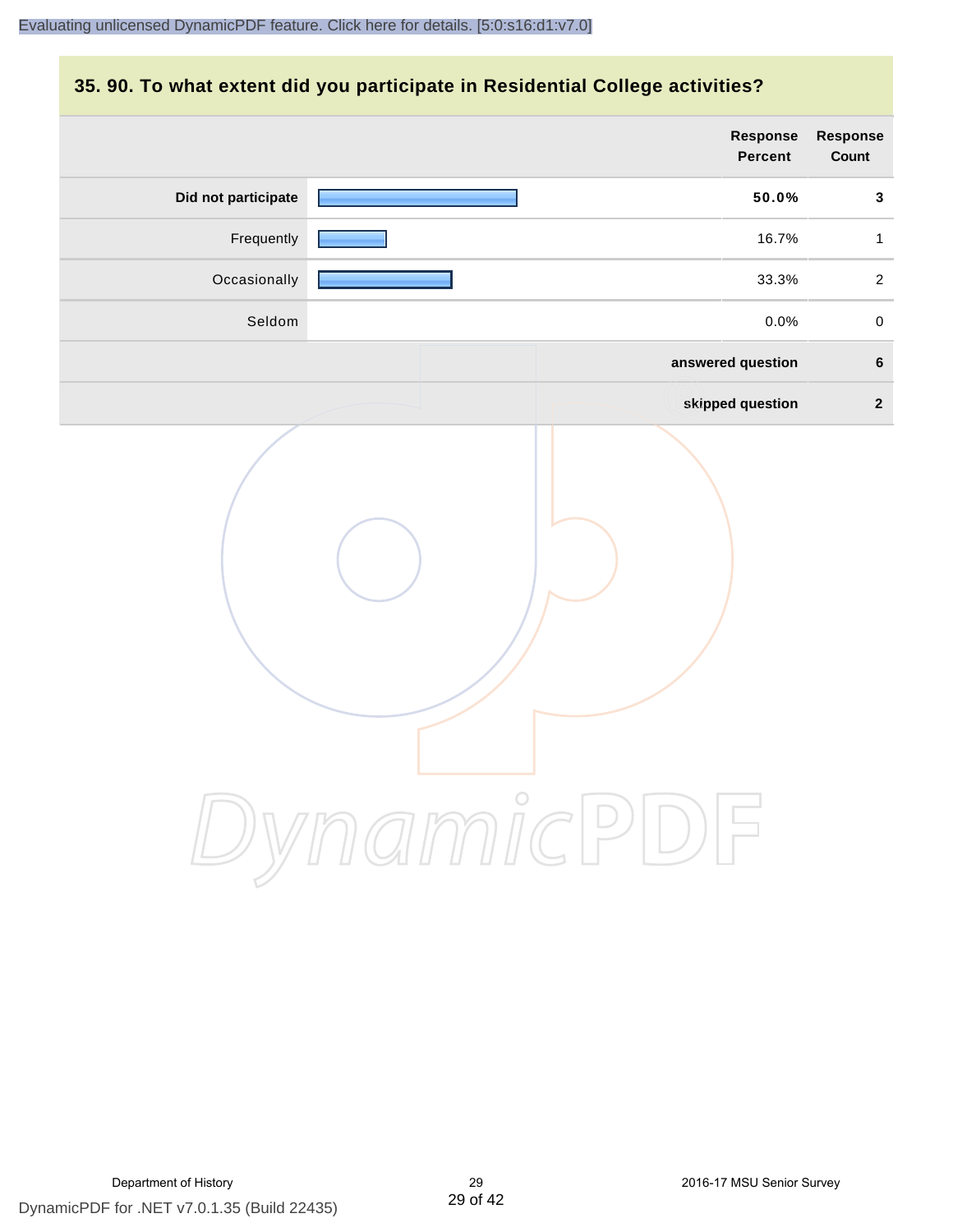## 35. 90. To what extent did you participate in Residential College activities?

| | Response Percent | Response Count |
|---|---|---|
| **Did not participate** | **50.0%** | **3** |
| Frequently | 16.7% | 1 |
| Occasionally | 33.3% | 2 |
| Seldom | 0.0% | 0 |
| | **answered question** | **6** |
| | **skipped question** | **2** |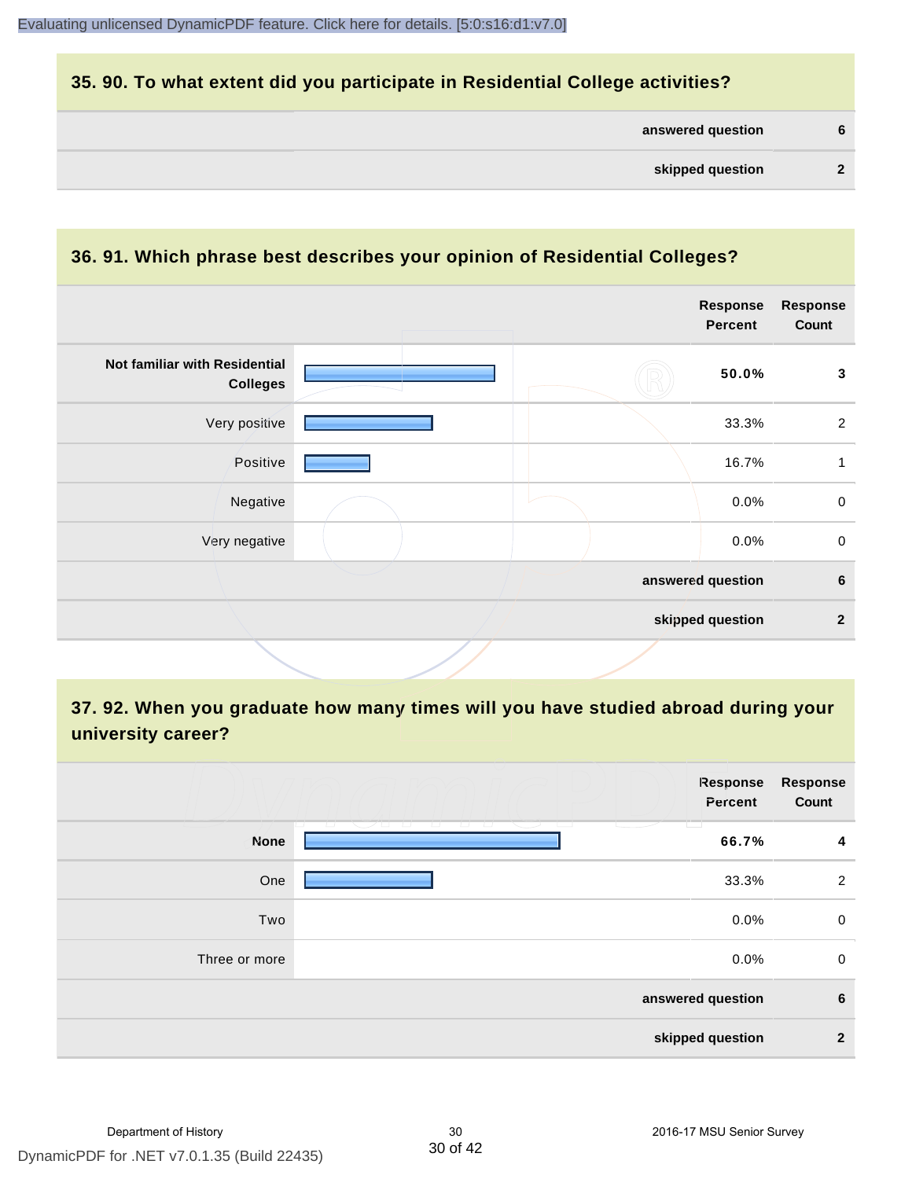## 35. 90. To what extent did you participate in Residential College activities?

| | |
|---|---|
| answered question | 6 |
| skipped question | 2 |

## 36. 91. Which phrase best describes your opinion of Residential Colleges?

| | Response Percent | Response Count |
|---|---|---|
| **Not familiar with Residential Colleges** | **50.0%** | **3** |
| Very positive | 33.3% | 2 |
| Positive | 16.7% | 1 |
| Negative | 0.0% | 0 |
| Very negative | 0.0% | 0 |
| answered question | | 6 |
| skipped question | | 2 |

## 37. 92. When you graduate how many times will you have studied abroad during your university career?

| | Response Percent | Response Count |
|---|---|---|
| **None** | **66.7%** | **4** |
| One | 33.3% | 2 |
| Two | 0.0% | 0 |
| Three or more | 0.0% | 0 |
| answered question | | 6 |
| skipped question | | 2 |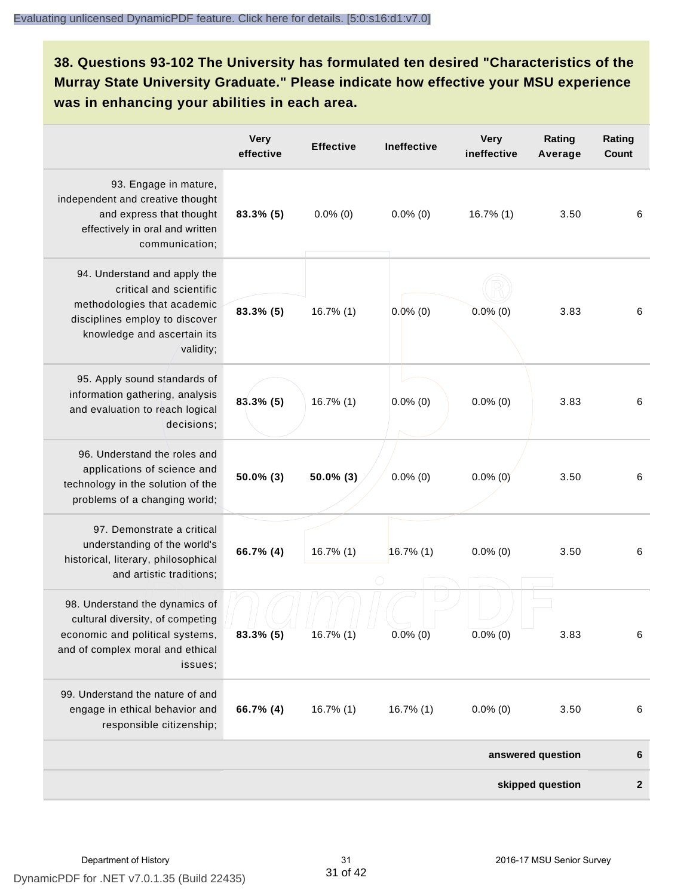## 38. Questions 93-102 The University has formulated ten desired "Characteristics of the Murray State University Graduate." Please indicate how effective your MSU experience was in enhancing your abilities in each area.

| | Very effective | Effective | Ineffective | Very ineffective | Rating Average | Rating Count |
|---|---|---|---|---|---|---|
| 93. Engage in mature, independent and creative thought and express that thought effectively in oral and written communication; | **83.3% (5)** | 0.0% (0) | 0.0% (0) | 16.7% (1) | 3.50 | 6 |
| 94. Understand and apply the critical and scientific methodologies that academic disciplines employ to discover knowledge and ascertain its validity; | **83.3% (5)** | 16.7% (1) | 0.0% (0) | 0.0% (0) | 3.83 | 6 |
| 95. Apply sound standards of information gathering, analysis and evaluation to reach logical decisions; | **83.3% (5)** | 16.7% (1) | 0.0% (0) | 0.0% (0) | 3.83 | 6 |
| 96. Understand the roles and applications of science and technology in the solution of the problems of a changing world; | **50.0% (3)** | **50.0% (3)** | 0.0% (0) | 0.0% (0) | 3.50 | 6 |
| 97. Demonstrate a critical understanding of the world's historical, literary, philosophical and artistic traditions; | **66.7% (4)** | 16.7% (1) | 16.7% (1) | 0.0% (0) | 3.50 | 6 |
| 98. Understand the dynamics of cultural diversity, of competing economic and political systems, and of complex moral and ethical issues; | **83.3% (5)** | 16.7% (1) | 0.0% (0) | 0.0% (0) | 3.83 | 6 |
| 99. Understand the nature of and engage in ethical behavior and responsible citizenship; | **66.7% (4)** | 16.7% (1) | 16.7% (1) | 0.0% (0) | 3.50 | 6 |
| | | | | | **answered question** | **6** |
| | | | | | **skipped question** | **2** |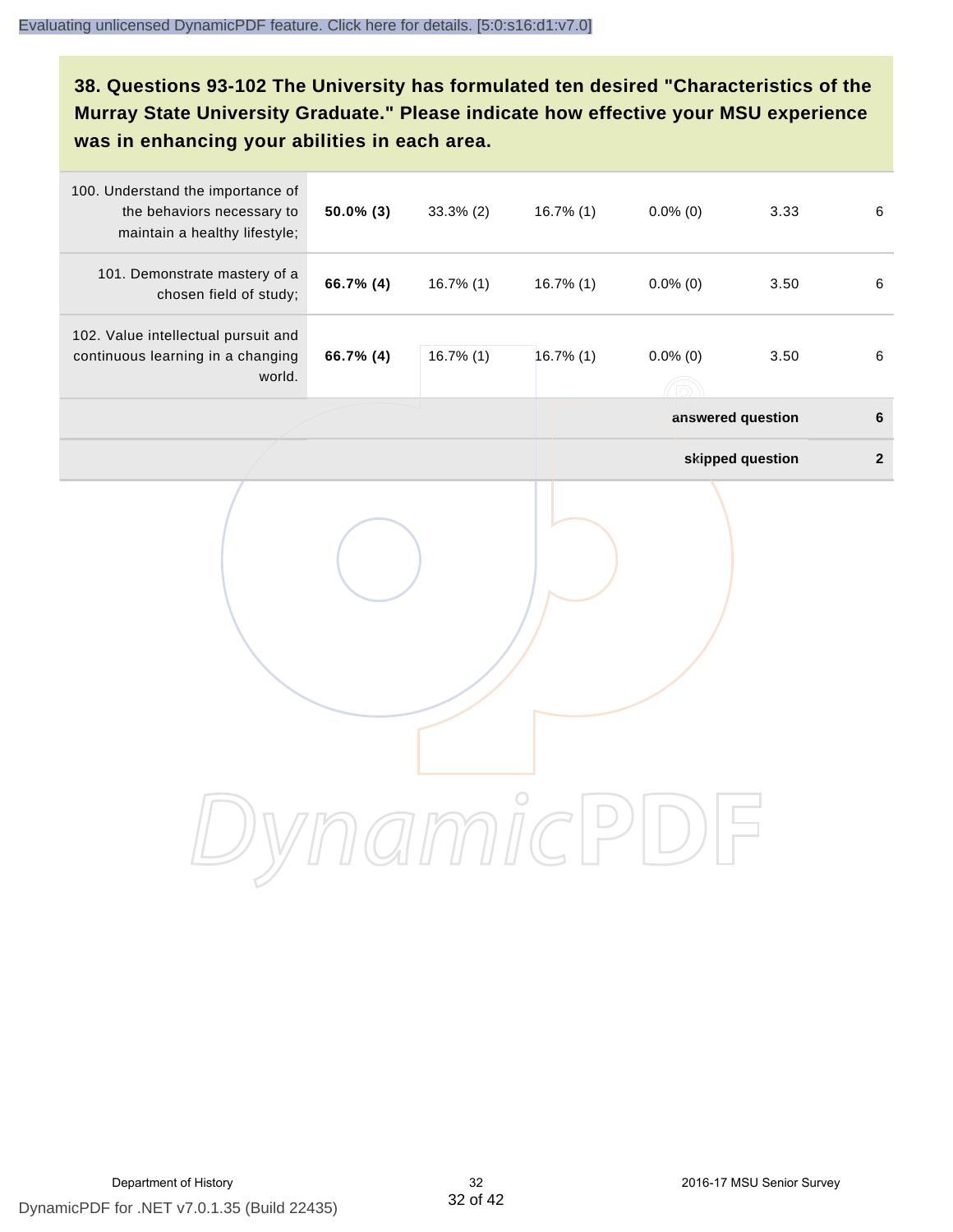### 38. Questions 93-102 The University has formulated ten desired "Characteristics of the Murray State University Graduate." Please indicate how effective your MSU experience was in enhancing your abilities in each area.

| | | | | | | |
|---|---|---|---|---|---|---|
| 100. Understand the importance of the behaviors necessary to maintain a healthy lifestyle; | **50.0% (3)** | 33.3% (2) | 16.7% (1) | 0.0% (0) | 3.33 | 6 |
| 101. Demonstrate mastery of a chosen field of study; | **66.7% (4)** | 16.7% (1) | 16.7% (1) | 0.0% (0) | 3.50 | 6 |
| 102. Value intellectual pursuit and continuous learning in a changing world. | **66.7% (4)** | 16.7% (1) | 16.7% (1) | 0.0% (0) | 3.50 | 6 |
| | | | | | **answered question** | **6** |
| | | | | | **skipped question** | **2** |

Department of History

2016-17 MSU Senior Survey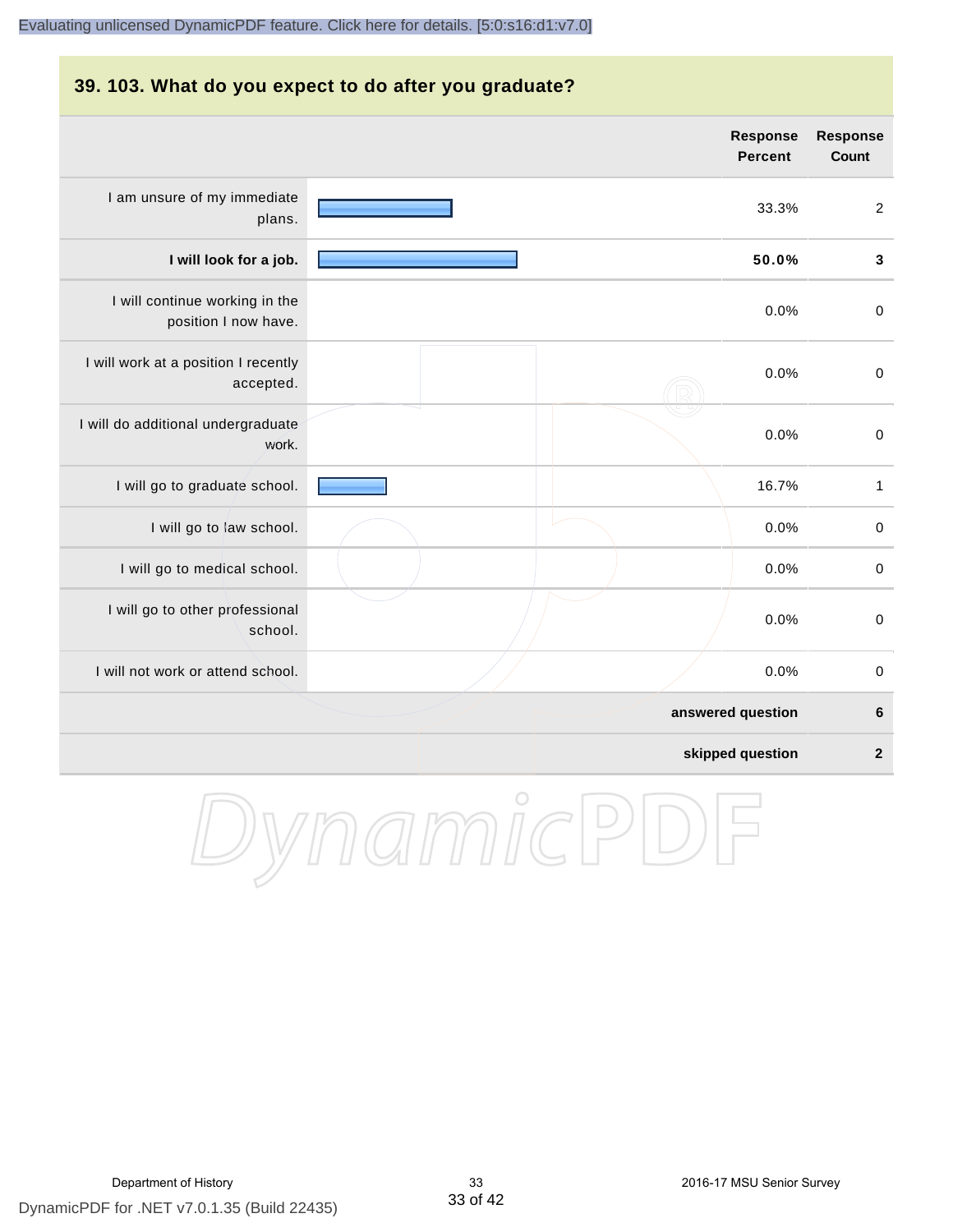## 39. 103. What do you expect to do after you graduate?

| | Response Percent | Response Count |
|---|---|---|
| I am unsure of my immediate plans. | 33.3% | 2 |
| **I will look for a job.** | **50.0%** | **3** |
| I will continue working in the position I now have. | 0.0% | 0 |
| I will work at a position I recently accepted. | 0.0% | 0 |
| I will do additional undergraduate work. | 0.0% | 0 |
| I will go to graduate school. | 16.7% | 1 |
| I will go to law school. | 0.0% | 0 |
| I will go to medical school. | 0.0% | 0 |
| I will go to other professional school. | 0.0% | 0 |
| I will not work or attend school. | 0.0% | 0 |
| **answered question** | | **6** |
| **skipped question** | | **2** |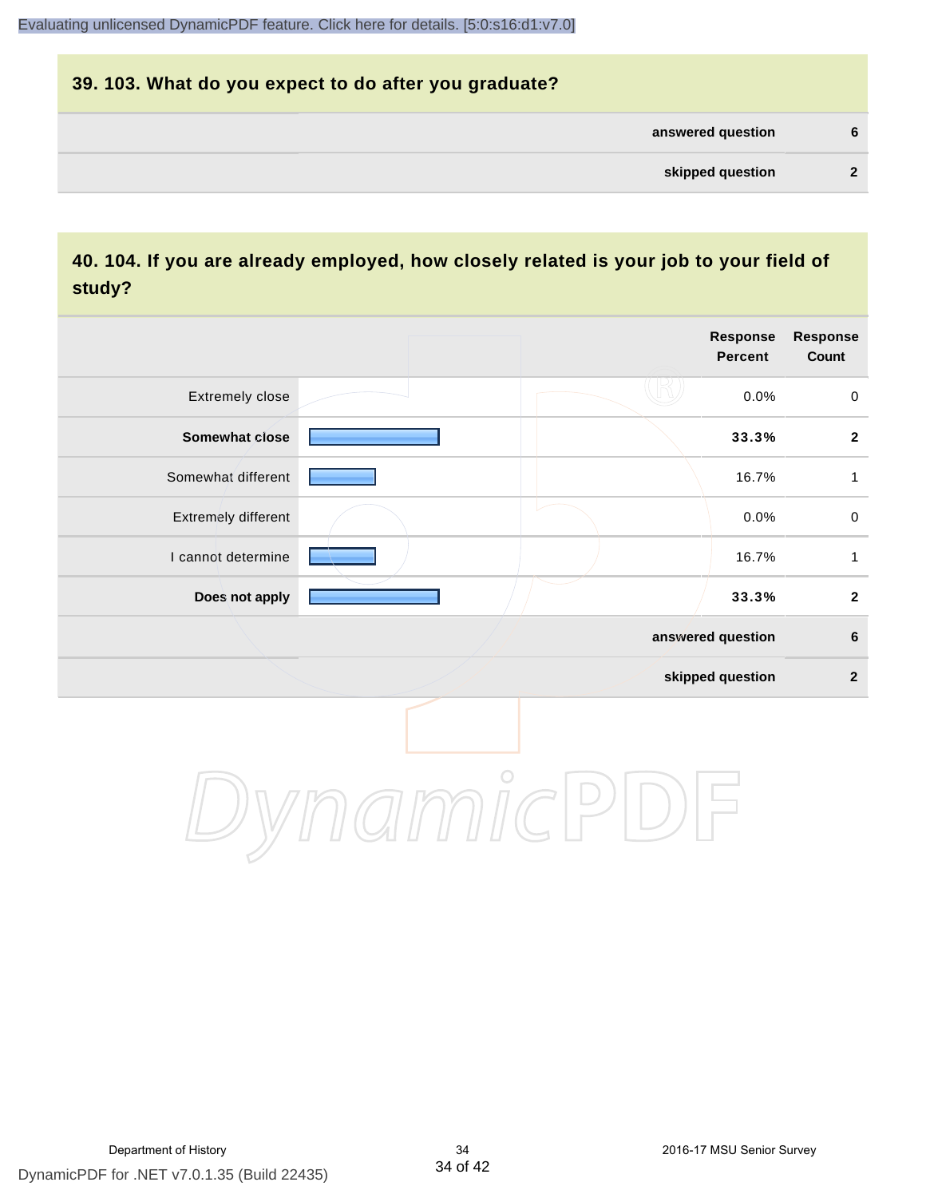## 39. 103. What do you expect to do after you graduate?

| | |
|---|---|
| answered question | 6 |
| skipped question | 2 |

## 40. 104. If you are already employed, how closely related is your job to your field of study?

| | Response Percent | Response Count |
|---|---|---|
| Extremely close | 0.0% | 0 |
| **Somewhat close** | **33.3%** | **2** |
| Somewhat different | 16.7% | 1 |
| Extremely different | 0.0% | 0 |
| I cannot determine | 16.7% | 1 |
| **Does not apply** | **33.3%** | **2** |
| answered question | | 6 |
| skipped question | | 2 |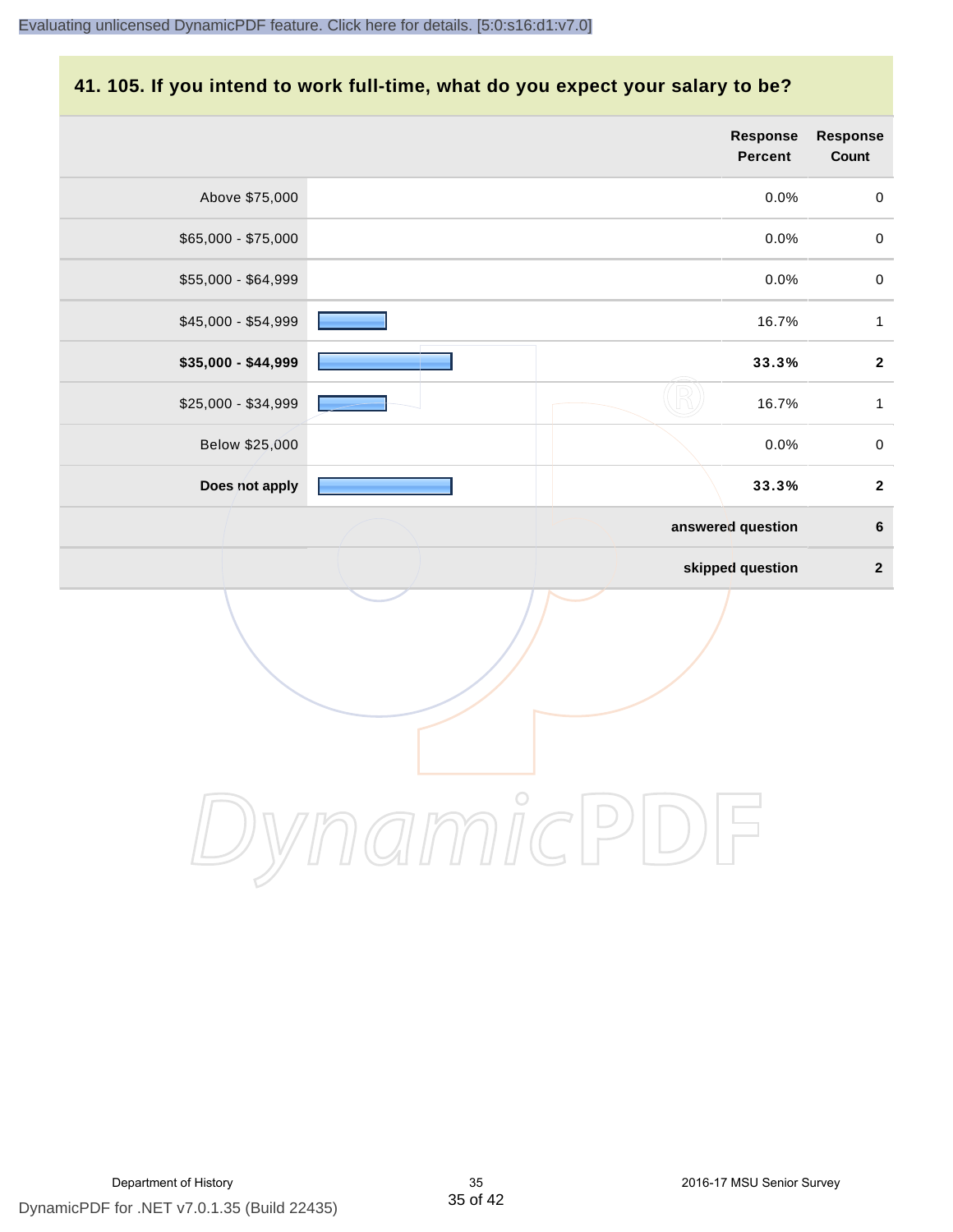## 41. 105. If you intend to work full-time, what do you expect your salary to be?

| | Response Percent | Response Count |
|---|---|---|
| Above $75,000 | 0.0% | 0 |
| $65,000 - $75,000 | 0.0% | 0 |
| $55,000 - $64,999 | 0.0% | 0 |
| $45,000 - $54,999 | 16.7% | 1 |
| **$35,000 - $44,999** | **33.3%** | **2** |
| $25,000 - $34,999 | 16.7% | 1 |
| Below $25,000 | 0.0% | 0 |
| **Does not apply** | **33.3%** | **2** |
| | **answered question** | **6** |
| | **skipped question** | **2** |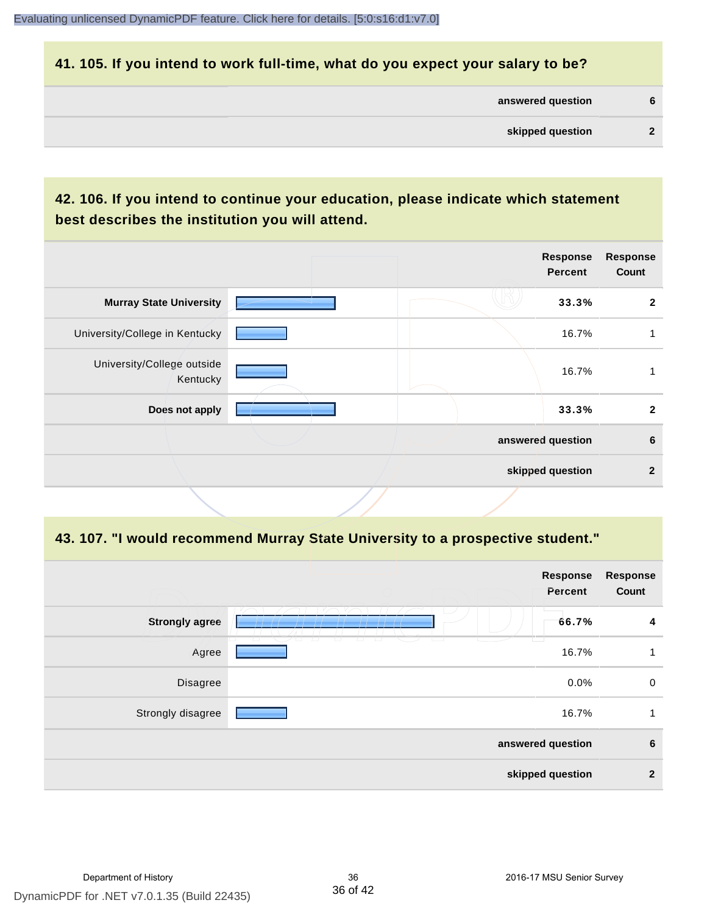## 41. 105. If you intend to work full-time, what do you expect your salary to be?

| | |
|---|---|
| **answered question** | **6** |
| **skipped question** | **2** |

## 42. 106. If you intend to continue your education, please indicate which statement best describes the institution you will attend.

| | Response Percent | Response Count |
|---|---|---|
| **Murray State University** | **33.3%** | **2** |
| University/College in Kentucky | 16.7% | 1 |
| University/College outside Kentucky | 16.7% | 1 |
| **Does not apply** | **33.3%** | **2** |
| **answered question** | | **6** |
| **skipped question** | | **2** |

## 43. 107. "I would recommend Murray State University to a prospective student."

| | Response Percent | Response Count |
|---|---|---|
| **Strongly agree** | **66.7%** | **4** |
| Agree | 16.7% | 1 |
| Disagree | 0.0% | 0 |
| Strongly disagree | 16.7% | 1 |
| **answered question** | | **6** |
| **skipped question** | | **2** |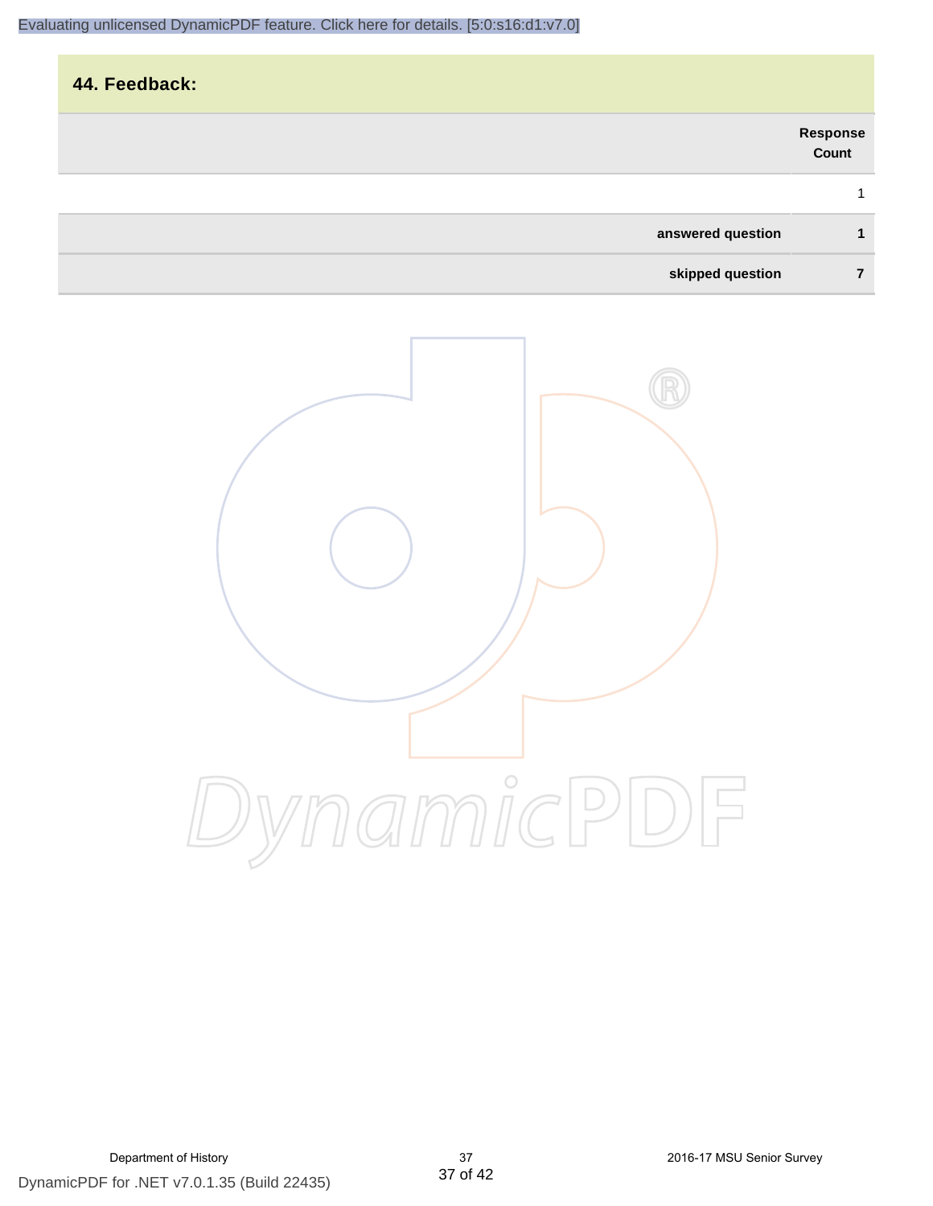## 44. Feedback:

| | Response Count |
|---|---|
| | 1 |
| **answered question** | **1** |
| **skipped question** | **7** |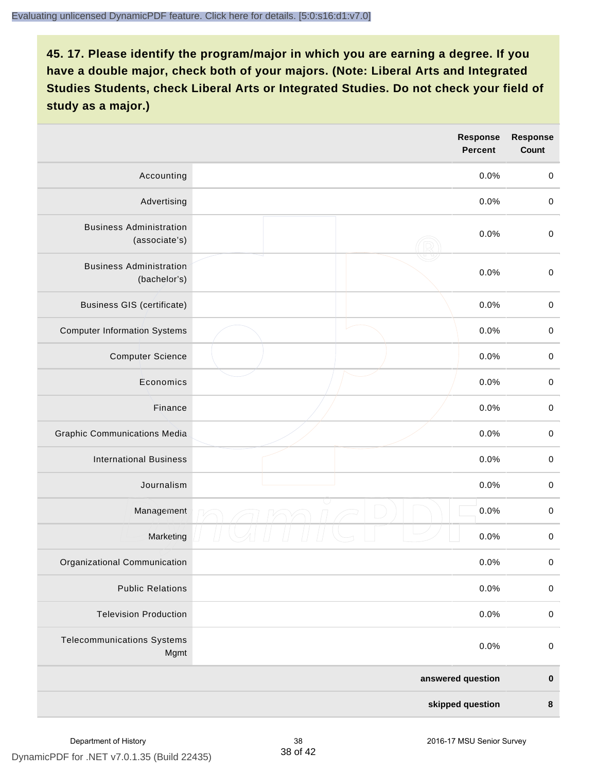**45. 17. Please identify the program/major in which you are earning a degree. If you have a double major, check both of your majors. (Note: Liberal Arts and Integrated Studies Students, check Liberal Arts or Integrated Studies. Do not check your field of study as a major.)**

| | | Response Percent | Response Count |
|---|---|---|---|
| Accounting | | 0.0% | 0 |
| Advertising | | 0.0% | 0 |
| Business Administration (associate's) | | 0.0% | 0 |
| Business Administration (bachelor's) | | 0.0% | 0 |
| Business GIS (certificate) | | 0.0% | 0 |
| Computer Information Systems | | 0.0% | 0 |
| Computer Science | | 0.0% | 0 |
| Economics | | 0.0% | 0 |
| Finance | | 0.0% | 0 |
| Graphic Communications Media | | 0.0% | 0 |
| International Business | | 0.0% | 0 |
| Journalism | | 0.0% | 0 |
| Management | | 0.0% | 0 |
| Marketing | | 0.0% | 0 |
| Organizational Communication | | 0.0% | 0 |
| Public Relations | | 0.0% | 0 |
| Television Production | | 0.0% | 0 |
| Telecommunications Systems Mgmt | | 0.0% | 0 |
| | | **answered question** | **0** |
| | | **skipped question** | **8** |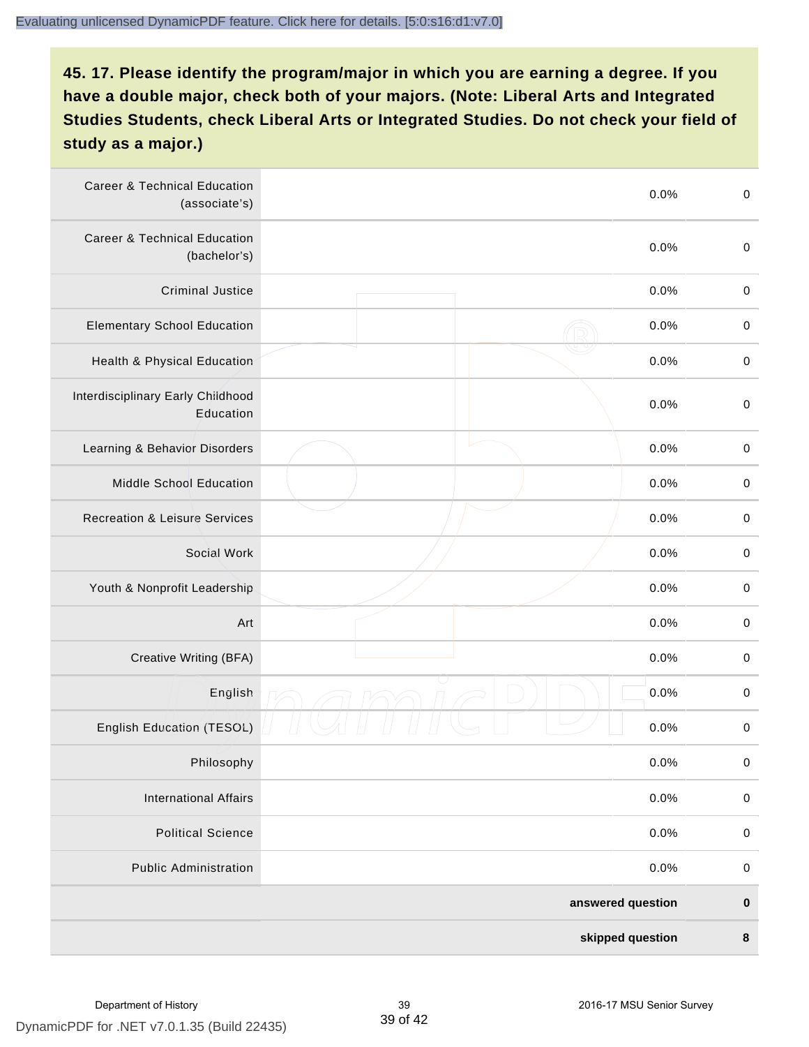**45. 17. Please identify the program/major in which you are earning a degree. If you have a double major, check both of your majors. (Note: Liberal Arts and Integrated Studies Students, check Liberal Arts or Integrated Studies. Do not check your field of study as a major.)**

| | | | |
|---|---|---|---|
| Career & Technical Education (associate's) | | 0.0% | 0 |
| Career & Technical Education (bachelor's) | | 0.0% | 0 |
| Criminal Justice | | 0.0% | 0 |
| Elementary School Education | | 0.0% | 0 |
| Health & Physical Education | | 0.0% | 0 |
| Interdisciplinary Early Childhood Education | | 0.0% | 0 |
| Learning & Behavior Disorders | | 0.0% | 0 |
| Middle School Education | | 0.0% | 0 |
| Recreation & Leisure Services | | 0.0% | 0 |
| Social Work | | 0.0% | 0 |
| Youth & Nonprofit Leadership | | 0.0% | 0 |
| Art | | 0.0% | 0 |
| Creative Writing (BFA) | | 0.0% | 0 |
| English | | 0.0% | 0 |
| English Education (TESOL) | | 0.0% | 0 |
| Philosophy | | 0.0% | 0 |
| International Affairs | | 0.0% | 0 |
| Political Science | | 0.0% | 0 |
| Public Administration | | 0.0% | 0 |
| | | **answered question** | **0** |
| | | **skipped question** | **8** |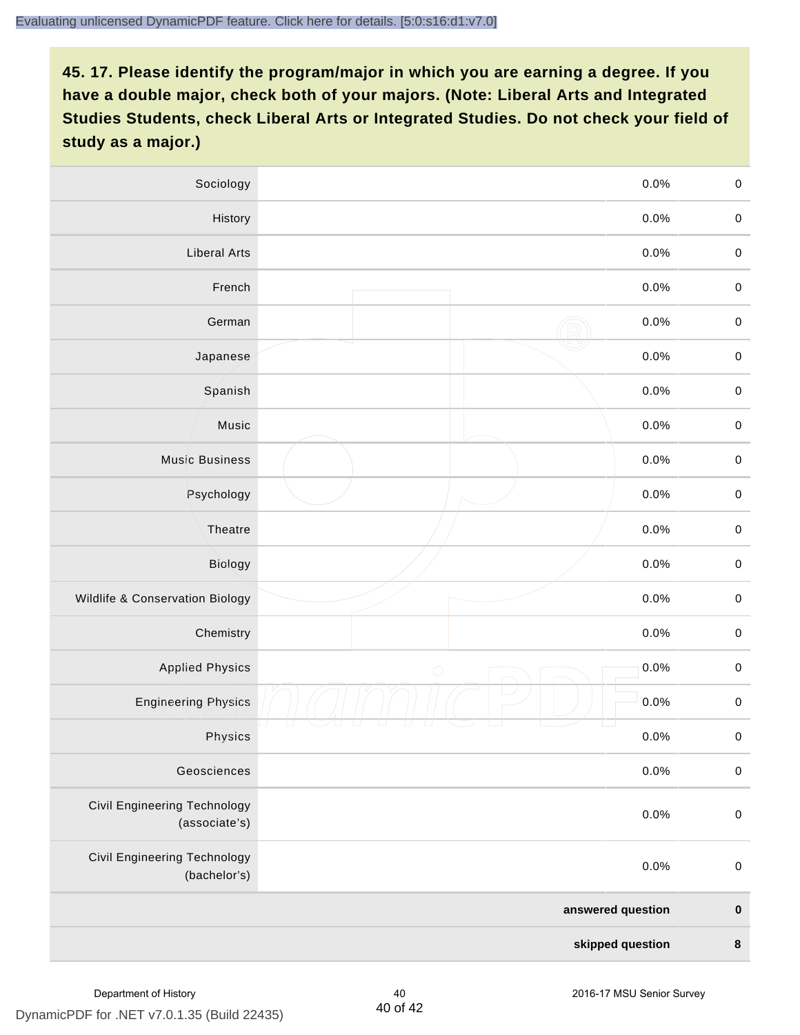**45. 17. Please identify the program/major in which you are earning a degree. If you have a double major, check both of your majors. (Note: Liberal Arts and Integrated Studies Students, check Liberal Arts or Integrated Studies. Do not check your field of study as a major.)**

| | | | |
|---|---|---|---|
| Sociology | | 0.0% | 0 |
| History | | 0.0% | 0 |
| Liberal Arts | | 0.0% | 0 |
| French | | 0.0% | 0 |
| German | | 0.0% | 0 |
| Japanese | | 0.0% | 0 |
| Spanish | | 0.0% | 0 |
| Music | | 0.0% | 0 |
| Music Business | | 0.0% | 0 |
| Psychology | | 0.0% | 0 |
| Theatre | | 0.0% | 0 |
| Biology | | 0.0% | 0 |
| Wildlife & Conservation Biology | | 0.0% | 0 |
| Chemistry | | 0.0% | 0 |
| Applied Physics | | 0.0% | 0 |
| Engineering Physics | | 0.0% | 0 |
| Physics | | 0.0% | 0 |
| Geosciences | | 0.0% | 0 |
| Civil Engineering Technology (associate's) | | 0.0% | 0 |
| Civil Engineering Technology (bachelor's) | | 0.0% | 0 |
| | | **answered question** | **0** |
| | | **skipped question** | **8** |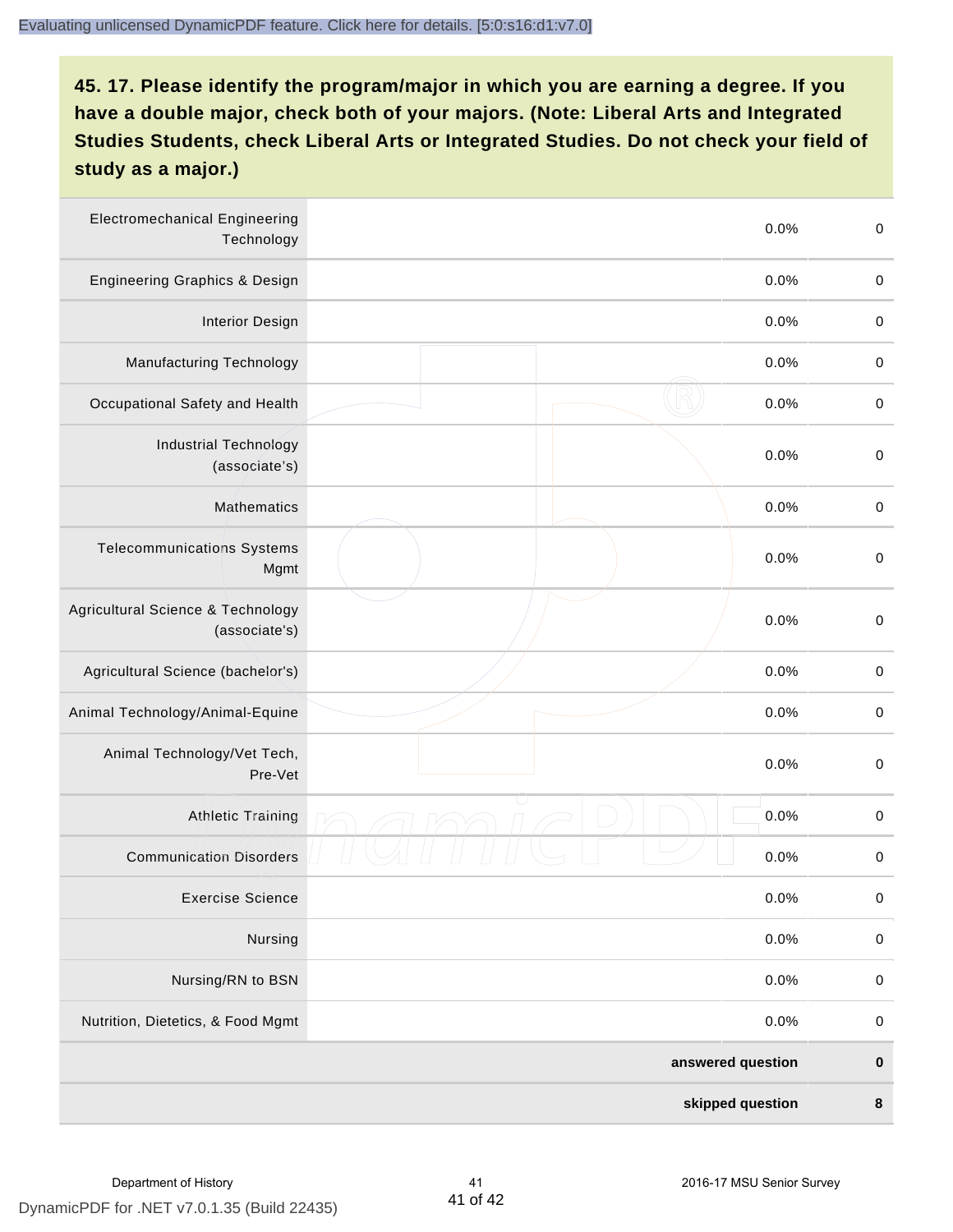**45. 17. Please identify the program/major in which you are earning a degree. If you have a double major, check both of your majors. (Note: Liberal Arts and Integrated Studies Students, check Liberal Arts or Integrated Studies. Do not check your field of study as a major.)**

| | | | |
|---|---|---|---|
| Electromechanical Engineering Technology | | 0.0% | 0 |
| Engineering Graphics & Design | | 0.0% | 0 |
| Interior Design | | 0.0% | 0 |
| Manufacturing Technology | | 0.0% | 0 |
| Occupational Safety and Health | | 0.0% | 0 |
| Industrial Technology (associate's) | | 0.0% | 0 |
| Mathematics | | 0.0% | 0 |
| Telecommunications Systems Mgmt | | 0.0% | 0 |
| Agricultural Science & Technology (associate's) | | 0.0% | 0 |
| Agricultural Science (bachelor's) | | 0.0% | 0 |
| Animal Technology/Animal-Equine | | 0.0% | 0 |
| Animal Technology/Vet Tech, Pre-Vet | | 0.0% | 0 |
| Athletic Training | | 0.0% | 0 |
| Communication Disorders | | 0.0% | 0 |
| Exercise Science | | 0.0% | 0 |
| Nursing | | 0.0% | 0 |
| Nursing/RN to BSN | | 0.0% | 0 |
| Nutrition, Dietetics, & Food Mgmt | | 0.0% | 0 |
| | | **answered question** | **0** |
| | | **skipped question** | **8** |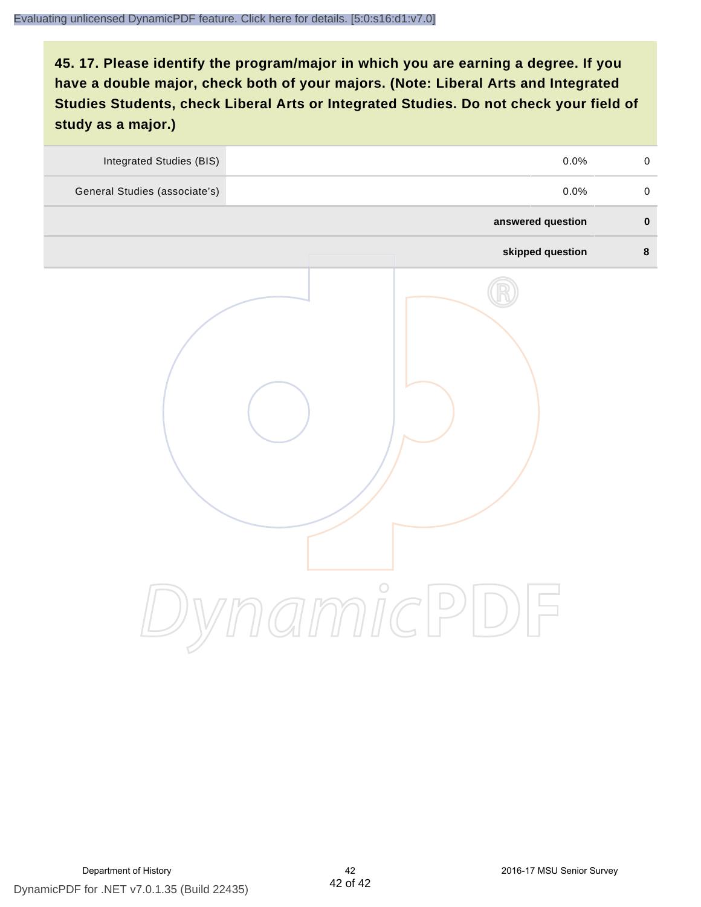**45. 17. Please identify the program/major in which you are earning a degree. If you have a double major, check both of your majors. (Note: Liberal Arts and Integrated Studies Students, check Liberal Arts or Integrated Studies. Do not check your field of study as a major.)**

| | | | |
|---|---|---|---|
| Integrated Studies (BIS) | | 0.0% | 0 |
| General Studies (associate's) | | 0.0% | 0 |
| | | **answered question** | **0** |
| | | **skipped question** | **8** |